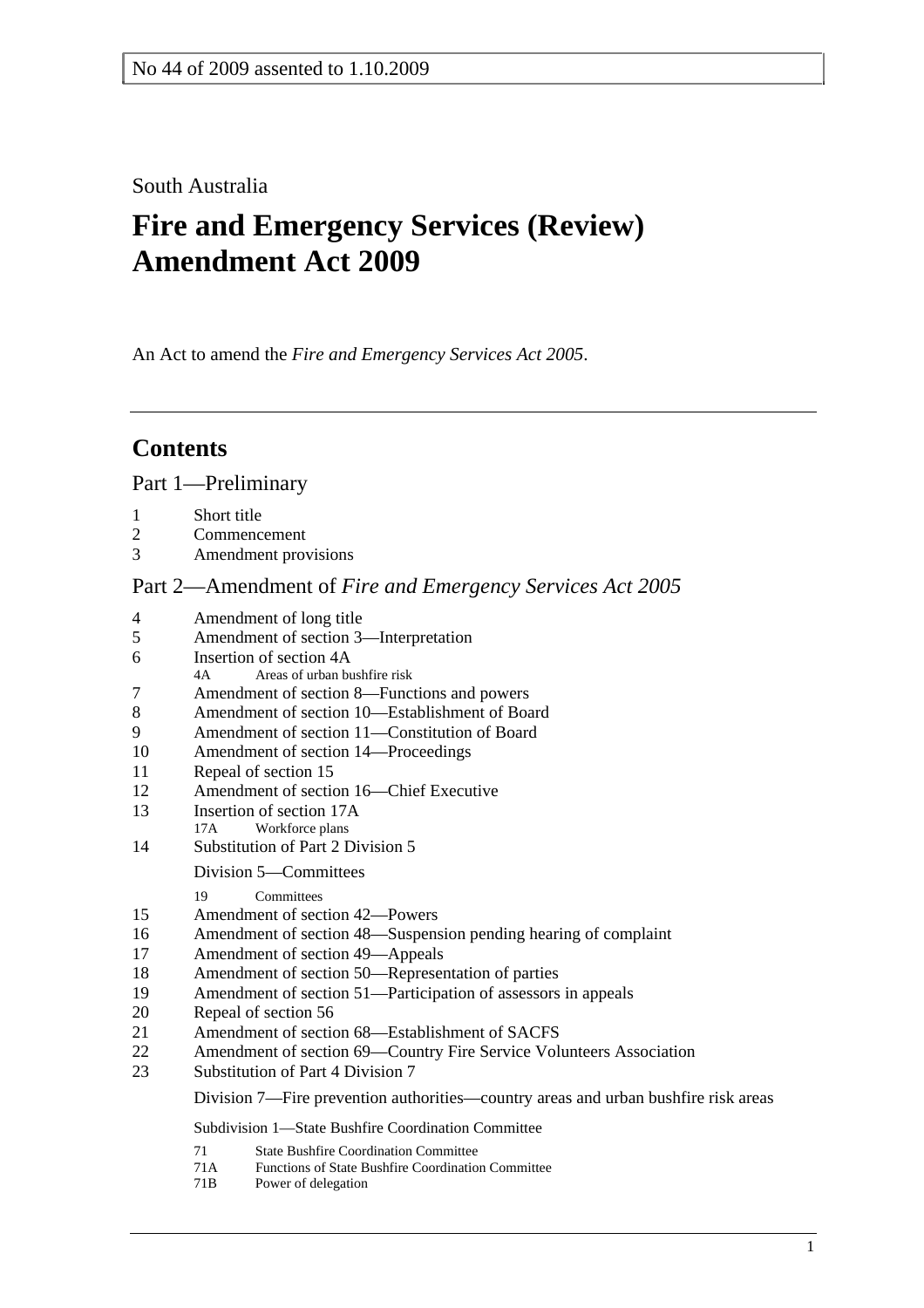No 44 of 2009 assented to 1.10.2009

South Australia

# Fire and Emergency Services (Review) Amendment Act 2009

An Act to amend the *Fire and Emergency Services Act 2005*.

---

## Contents

### Part 1—Preliminary

1 Short title
2 Commencement
3 Amendment provisions

### Part 2—Amendment of *Fire and Emergency Services Act 2005*

4 Amendment of long title
5 Amendment of section 3—Interpretation
6 Insertion of section 4A
 4A Areas of urban bushfire risk
7 Amendment of section 8—Functions and powers
8 Amendment of section 10—Establishment of Board
9 Amendment of section 11—Constitution of Board
10 Amendment of section 14—Proceedings
11 Repeal of section 15
12 Amendment of section 16—Chief Executive
13 Insertion of section 17A
 17A Workforce plans
14 Substitution of Part 2 Division 5
 Division 5—Committees
 19 Committees
15 Amendment of section 42—Powers
16 Amendment of section 48—Suspension pending hearing of complaint
17 Amendment of section 49—Appeals
18 Amendment of section 50—Representation of parties
19 Amendment of section 51—Participation of assessors in appeals
20 Repeal of section 56
21 Amendment of section 68—Establishment of SACFS
22 Amendment of section 69—Country Fire Service Volunteers Association
23 Substitution of Part 4 Division 7
 Division 7—Fire prevention authorities—country areas and urban bushfire risk areas
 Subdivision 1—State Bushfire Coordination Committee
 71 State Bushfire Coordination Committee
 71A Functions of State Bushfire Coordination Committee
 71B Power of delegation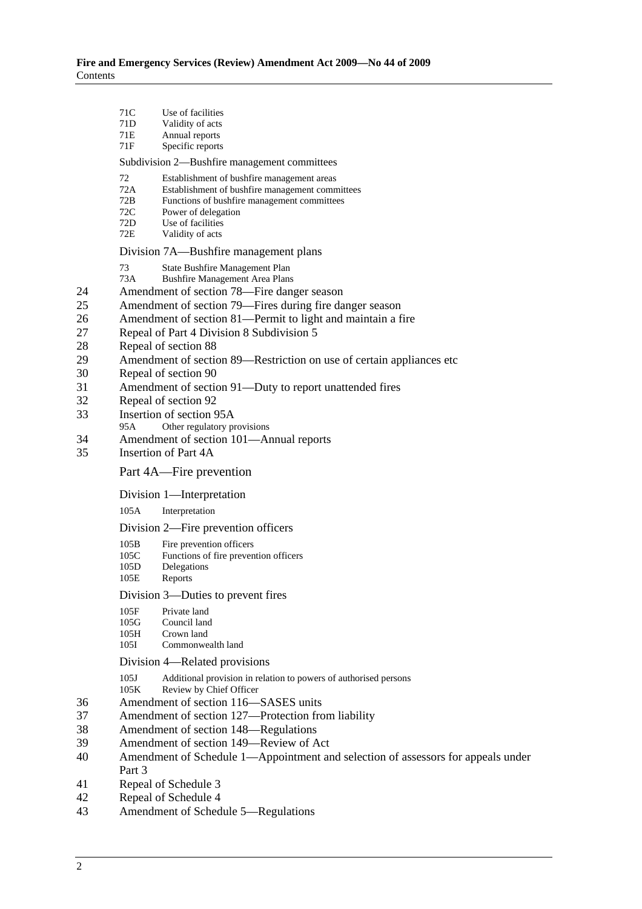71C Use of facilities
71D Validity of acts
71E Annual reports
71F Specific reports

Subdivision 2—Bushfire management committees

72 Establishment of bushfire management areas
72A Establishment of bushfire management committees
72B Functions of bushfire management committees
72C Power of delegation
72D Use of facilities
72E Validity of acts

Division 7A—Bushfire management plans

73 State Bushfire Management Plan
73A Bushfire Management Area Plans

24 Amendment of section 78—Fire danger season
25 Amendment of section 79—Fires during fire danger season
26 Amendment of section 81—Permit to light and maintain a fire
27 Repeal of Part 4 Division 8 Subdivision 5
28 Repeal of section 88
29 Amendment of section 89—Restriction on use of certain appliances etc
30 Repeal of section 90
31 Amendment of section 91—Duty to report unattended fires
32 Repeal of section 92
33 Insertion of section 95A

95A Other regulatory provisions

34 Amendment of section 101—Annual reports
35 Insertion of Part 4A

Part 4A—Fire prevention

Division 1—Interpretation

105A Interpretation

Division 2—Fire prevention officers

105B Fire prevention officers
105C Functions of fire prevention officers
105D Delegations
105E Reports

Division 3—Duties to prevent fires

105F Private land
105G Council land
105H Crown land
105I Commonwealth land

Division 4—Related provisions

105J Additional provision in relation to powers of authorised persons
105K Review by Chief Officer

36 Amendment of section 116—SASES units
37 Amendment of section 127—Protection from liability
38 Amendment of section 148—Regulations
39 Amendment of section 149—Review of Act
40 Amendment of Schedule 1—Appointment and selection of assessors for appeals under Part 3
41 Repeal of Schedule 3
42 Repeal of Schedule 4
43 Amendment of Schedule 5—Regulations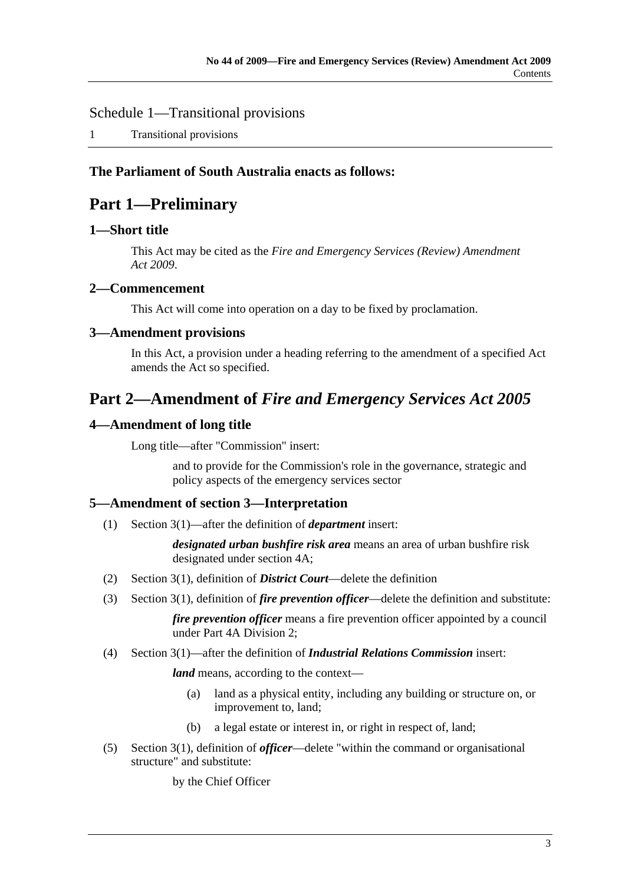Schedule 1—Transitional provisions

1 Transitional provisions

**The Parliament of South Australia enacts as follows:**

# Part 1—Preliminary

## 1—Short title

This Act may be cited as the *Fire and Emergency Services (Review) Amendment Act 2009*.

## 2—Commencement

This Act will come into operation on a day to be fixed by proclamation.

## 3—Amendment provisions

In this Act, a provision under a heading referring to the amendment of a specified Act amends the Act so specified.

# Part 2—Amendment of *Fire and Emergency Services Act 2005*

## 4—Amendment of long title

Long title—after "Commission" insert:

> and to provide for the Commission's role in the governance, strategic and policy aspects of the emergency services sector

## 5—Amendment of section 3—Interpretation

(1) Section 3(1)—after the definition of ***department*** insert:

> ***designated urban bushfire risk area*** means an area of urban bushfire risk designated under section 4A;

(2) Section 3(1), definition of ***District Court***—delete the definition

(3) Section 3(1), definition of ***fire prevention officer***—delete the definition and substitute:

> ***fire prevention officer*** means a fire prevention officer appointed by a council under Part 4A Division 2;

(4) Section 3(1)—after the definition of ***Industrial Relations Commission*** insert:

> ***land*** means, according to the context—
>
> (a) land as a physical entity, including any building or structure on, or improvement to, land;
>
> (b) a legal estate or interest in, or right in respect of, land;

(5) Section 3(1), definition of ***officer***—delete "within the command or organisational structure" and substitute:

> by the Chief Officer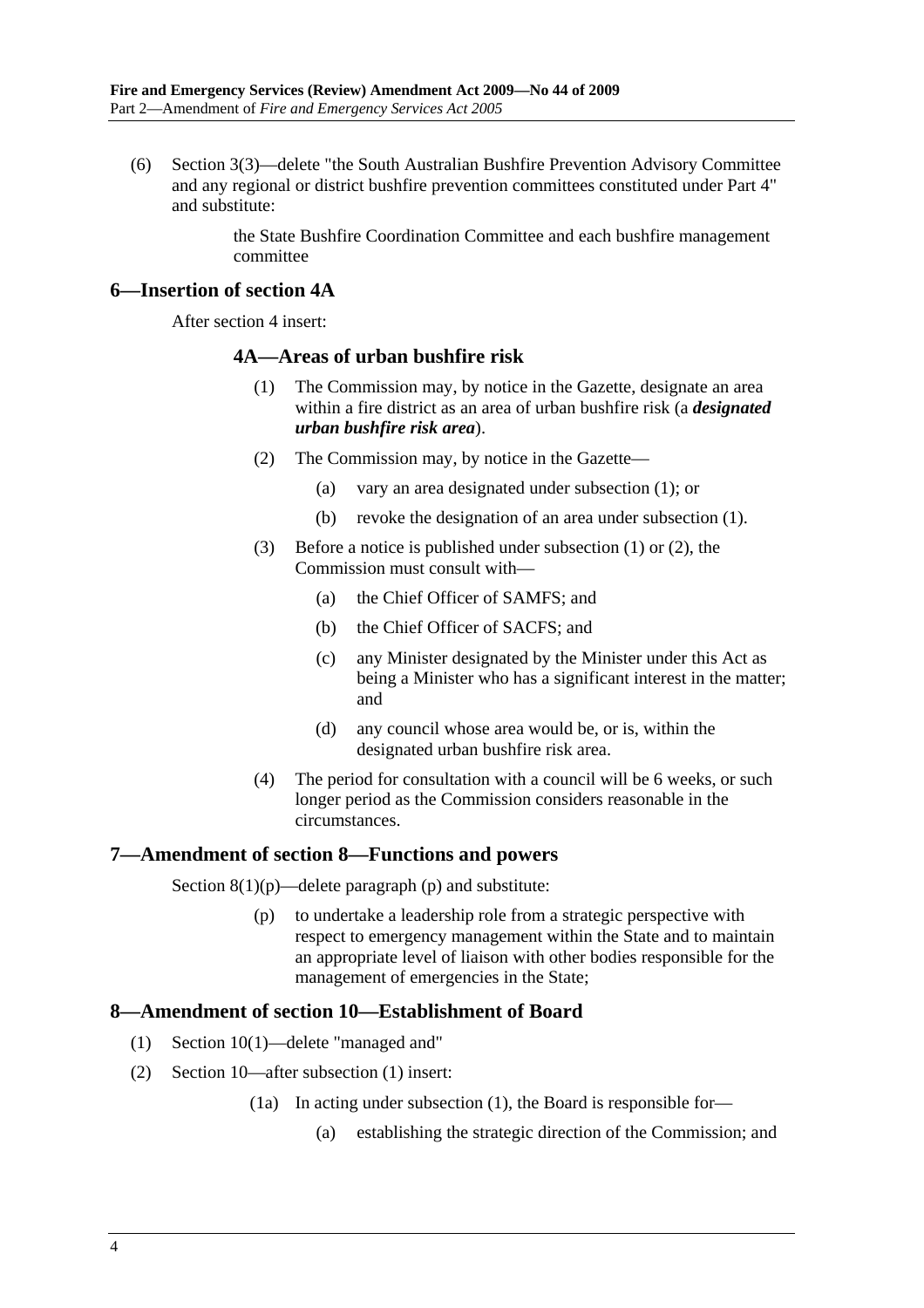(6) Section 3(3)—delete "the South Australian Bushfire Prevention Advisory Committee and any regional or district bushfire prevention committees constituted under Part 4" and substitute:

> the State Bushfire Coordination Committee and each bushfire management committee

## 6—Insertion of section 4A

After section 4 insert:

### 4A—Areas of urban bushfire risk

(1) The Commission may, by notice in the Gazette, designate an area within a fire district as an area of urban bushfire risk (a ***designated urban bushfire risk area***).

(2) The Commission may, by notice in the Gazette—

- (a) vary an area designated under subsection (1); or
- (b) revoke the designation of an area under subsection (1).

(3) Before a notice is published under subsection (1) or (2), the Commission must consult with—

- (a) the Chief Officer of SAMFS; and
- (b) the Chief Officer of SACFS; and
- (c) any Minister designated by the Minister under this Act as being a Minister who has a significant interest in the matter; and
- (d) any council whose area would be, or is, within the designated urban bushfire risk area.

(4) The period for consultation with a council will be 6 weeks, or such longer period as the Commission considers reasonable in the circumstances.

## 7—Amendment of section 8—Functions and powers

Section 8(1)(p)—delete paragraph (p) and substitute:

> (p) to undertake a leadership role from a strategic perspective with respect to emergency management within the State and to maintain an appropriate level of liaison with other bodies responsible for the management of emergencies in the State;

## 8—Amendment of section 10—Establishment of Board

(1) Section 10(1)—delete "managed and"

(2) Section 10—after subsection (1) insert:

> (1a) In acting under subsection (1), the Board is responsible for—
>
> - (a) establishing the strategic direction of the Commission; and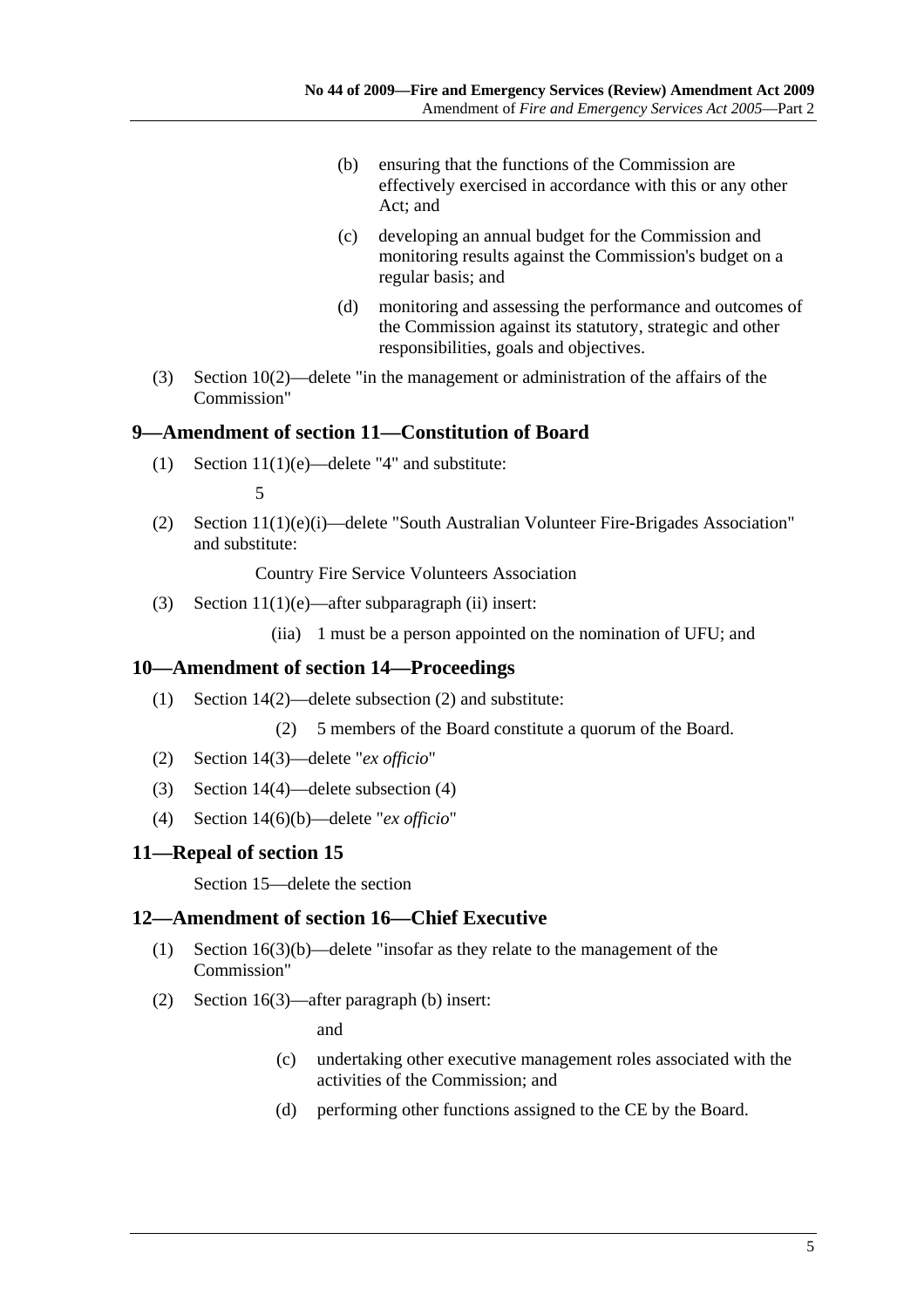(b) ensuring that the functions of the Commission are effectively exercised in accordance with this or any other Act; and

(c) developing an annual budget for the Commission and monitoring results against the Commission's budget on a regular basis; and

(d) monitoring and assessing the performance and outcomes of the Commission against its statutory, strategic and other responsibilities, goals and objectives.

(3) Section 10(2)—delete "in the management or administration of the affairs of the Commission"

## 9—Amendment of section 11—Constitution of Board

(1) Section 11(1)(e)—delete "4" and substitute:

5

(2) Section 11(1)(e)(i)—delete "South Australian Volunteer Fire-Brigades Association" and substitute:

Country Fire Service Volunteers Association

(3) Section 11(1)(e)—after subparagraph (ii) insert:

(iia) 1 must be a person appointed on the nomination of UFU; and

## 10—Amendment of section 14—Proceedings

(1) Section 14(2)—delete subsection (2) and substitute:

(2) 5 members of the Board constitute a quorum of the Board.

(2) Section 14(3)—delete "*ex officio*"

(3) Section 14(4)—delete subsection (4)

(4) Section 14(6)(b)—delete "*ex officio*"

## 11—Repeal of section 15

Section 15—delete the section

## 12—Amendment of section 16—Chief Executive

(1) Section 16(3)(b)—delete "insofar as they relate to the management of the Commission"

(2) Section 16(3)—after paragraph (b) insert:

and

(c) undertaking other executive management roles associated with the activities of the Commission; and

(d) performing other functions assigned to the CE by the Board.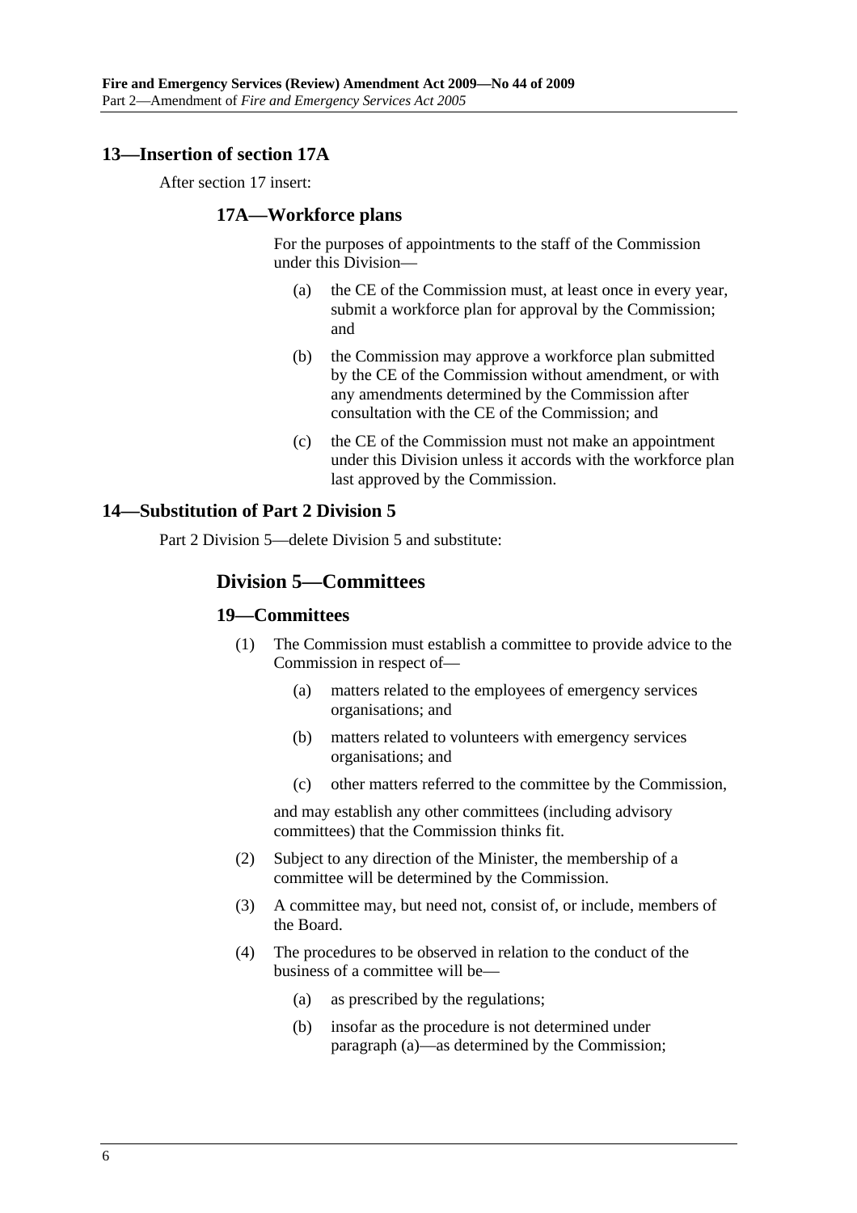## 13—Insertion of section 17A

After section 17 insert:

### 17A—Workforce plans

For the purposes of appointments to the staff of the Commission under this Division—

(a) the CE of the Commission must, at least once in every year, submit a workforce plan for approval by the Commission; and

(b) the Commission may approve a workforce plan submitted by the CE of the Commission without amendment, or with any amendments determined by the Commission after consultation with the CE of the Commission; and

(c) the CE of the Commission must not make an appointment under this Division unless it accords with the workforce plan last approved by the Commission.

## 14—Substitution of Part 2 Division 5

Part 2 Division 5—delete Division 5 and substitute:

### Division 5—Committees

### 19—Committees

(1) The Commission must establish a committee to provide advice to the Commission in respect of—

(a) matters related to the employees of emergency services organisations; and

(b) matters related to volunteers with emergency services organisations; and

(c) other matters referred to the committee by the Commission,

and may establish any other committees (including advisory committees) that the Commission thinks fit.

(2) Subject to any direction of the Minister, the membership of a committee will be determined by the Commission.

(3) A committee may, but need not, consist of, or include, members of the Board.

(4) The procedures to be observed in relation to the conduct of the business of a committee will be—

(a) as prescribed by the regulations;

(b) insofar as the procedure is not determined under paragraph (a)—as determined by the Commission;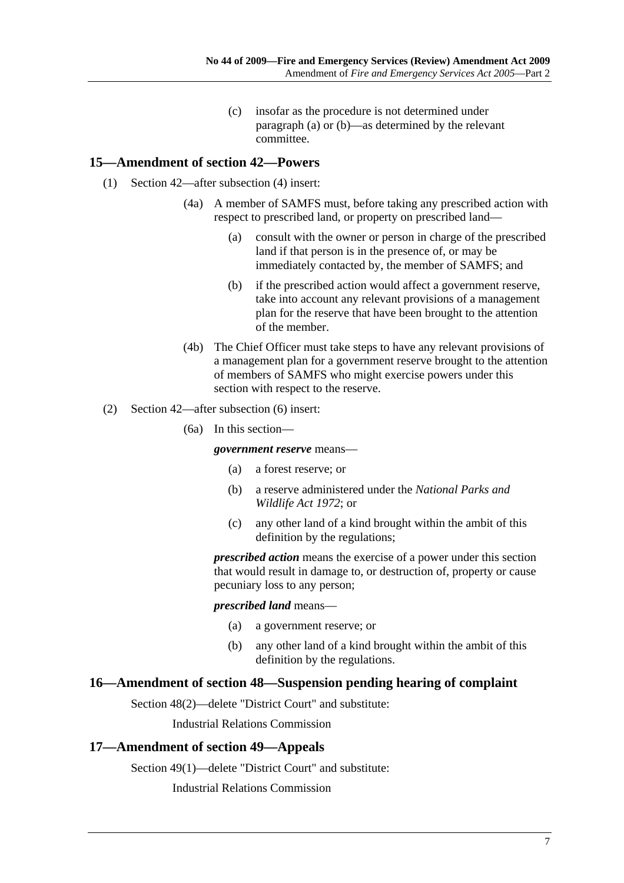(c) insofar as the procedure is not determined under paragraph (a) or (b)—as determined by the relevant committee.

## 15—Amendment of section 42—Powers

(1) Section 42—after subsection (4) insert:

> (4a) A member of SAMFS must, before taking any prescribed action with respect to prescribed land, or property on prescribed land—
>
> > (a) consult with the owner or person in charge of the prescribed land if that person is in the presence of, or may be immediately contacted by, the member of SAMFS; and
> >
> > (b) if the prescribed action would affect a government reserve, take into account any relevant provisions of a management plan for the reserve that have been brought to the attention of the member.
>
> (4b) The Chief Officer must take steps to have any relevant provisions of a management plan for a government reserve brought to the attention of members of SAMFS who might exercise powers under this section with respect to the reserve.

(2) Section 42—after subsection (6) insert:

> (6a) In this section—
>
> ***government reserve*** means—
>
> > (a) a forest reserve; or
> >
> > (b) a reserve administered under the *National Parks and Wildlife Act 1972*; or
> >
> > (c) any other land of a kind brought within the ambit of this definition by the regulations;
>
> ***prescribed action*** means the exercise of a power under this section that would result in damage to, or destruction of, property or cause pecuniary loss to any person;
>
> ***prescribed land*** means—
>
> > (a) a government reserve; or
> >
> > (b) any other land of a kind brought within the ambit of this definition by the regulations.

## 16—Amendment of section 48—Suspension pending hearing of complaint

Section 48(2)—delete "District Court" and substitute:

> Industrial Relations Commission

## 17—Amendment of section 49—Appeals

Section 49(1)—delete "District Court" and substitute:

> Industrial Relations Commission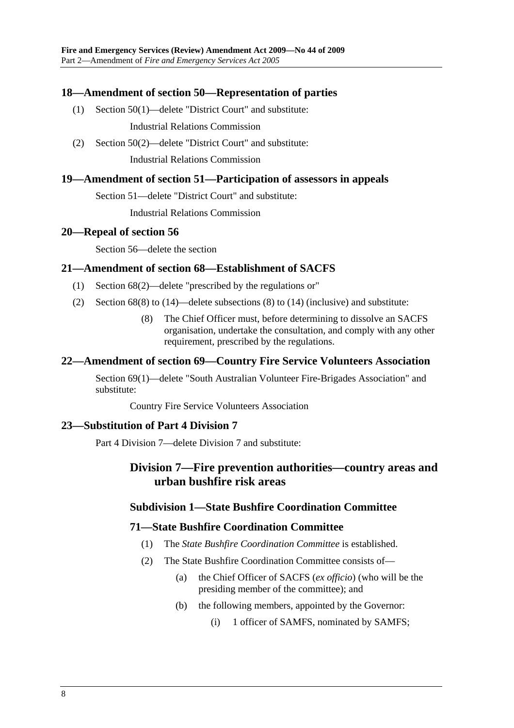### 18—Amendment of section 50—Representation of parties

(1) Section 50(1)—delete "District Court" and substitute:

Industrial Relations Commission

(2) Section 50(2)—delete "District Court" and substitute:

Industrial Relations Commission

### 19—Amendment of section 51—Participation of assessors in appeals

Section 51—delete "District Court" and substitute:

Industrial Relations Commission

### 20—Repeal of section 56

Section 56—delete the section

### 21—Amendment of section 68—Establishment of SACFS

(1) Section 68(2)—delete "prescribed by the regulations or"

(2) Section 68(8) to (14)—delete subsections (8) to (14) (inclusive) and substitute:

(8) The Chief Officer must, before determining to dissolve an SACFS organisation, undertake the consultation, and comply with any other requirement, prescribed by the regulations.

### 22—Amendment of section 69—Country Fire Service Volunteers Association

Section 69(1)—delete "South Australian Volunteer Fire-Brigades Association" and substitute:

Country Fire Service Volunteers Association

### 23—Substitution of Part 4 Division 7

Part 4 Division 7—delete Division 7 and substitute:

## Division 7—Fire prevention authorities—country areas and urban bushfire risk areas

### Subdivision 1—State Bushfire Coordination Committee

### 71—State Bushfire Coordination Committee

(1) The *State Bushfire Coordination Committee* is established.

(2) The State Bushfire Coordination Committee consists of—

(a) the Chief Officer of SACFS (*ex officio*) (who will be the presiding member of the committee); and

(b) the following members, appointed by the Governor:

(i) 1 officer of SAMFS, nominated by SAMFS;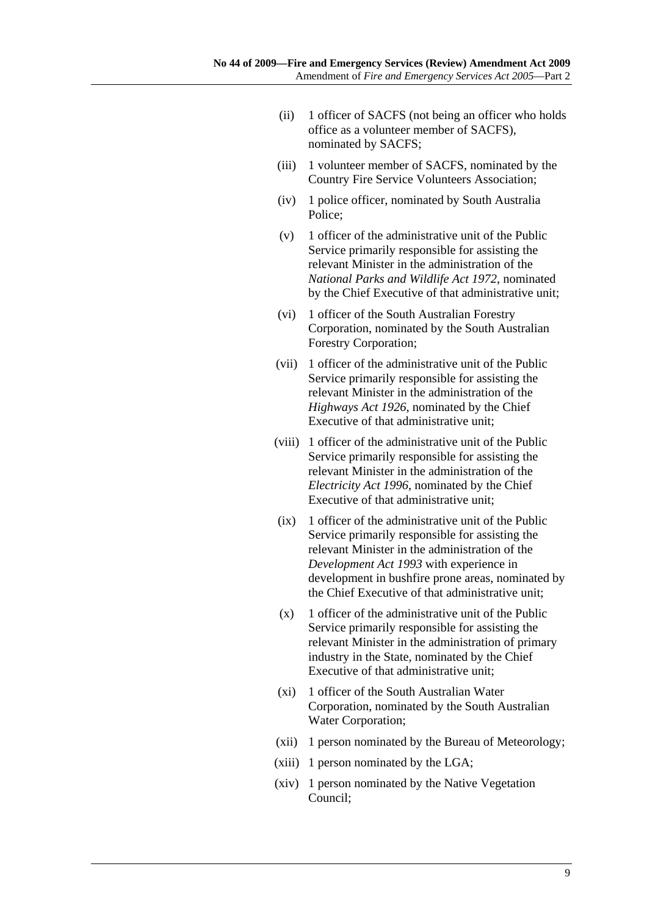(ii) 1 officer of SACFS (not being an officer who holds office as a volunteer member of SACFS), nominated by SACFS;

(iii) 1 volunteer member of SACFS, nominated by the Country Fire Service Volunteers Association;

(iv) 1 police officer, nominated by South Australia Police;

(v) 1 officer of the administrative unit of the Public Service primarily responsible for assisting the relevant Minister in the administration of the *National Parks and Wildlife Act 1972*, nominated by the Chief Executive of that administrative unit;

(vi) 1 officer of the South Australian Forestry Corporation, nominated by the South Australian Forestry Corporation;

(vii) 1 officer of the administrative unit of the Public Service primarily responsible for assisting the relevant Minister in the administration of the *Highways Act 1926*, nominated by the Chief Executive of that administrative unit;

(viii) 1 officer of the administrative unit of the Public Service primarily responsible for assisting the relevant Minister in the administration of the *Electricity Act 1996*, nominated by the Chief Executive of that administrative unit;

(ix) 1 officer of the administrative unit of the Public Service primarily responsible for assisting the relevant Minister in the administration of the *Development Act 1993* with experience in development in bushfire prone areas, nominated by the Chief Executive of that administrative unit;

(x) 1 officer of the administrative unit of the Public Service primarily responsible for assisting the relevant Minister in the administration of primary industry in the State, nominated by the Chief Executive of that administrative unit;

(xi) 1 officer of the South Australian Water Corporation, nominated by the South Australian Water Corporation;

(xii) 1 person nominated by the Bureau of Meteorology;

(xiii) 1 person nominated by the LGA;

(xiv) 1 person nominated by the Native Vegetation Council;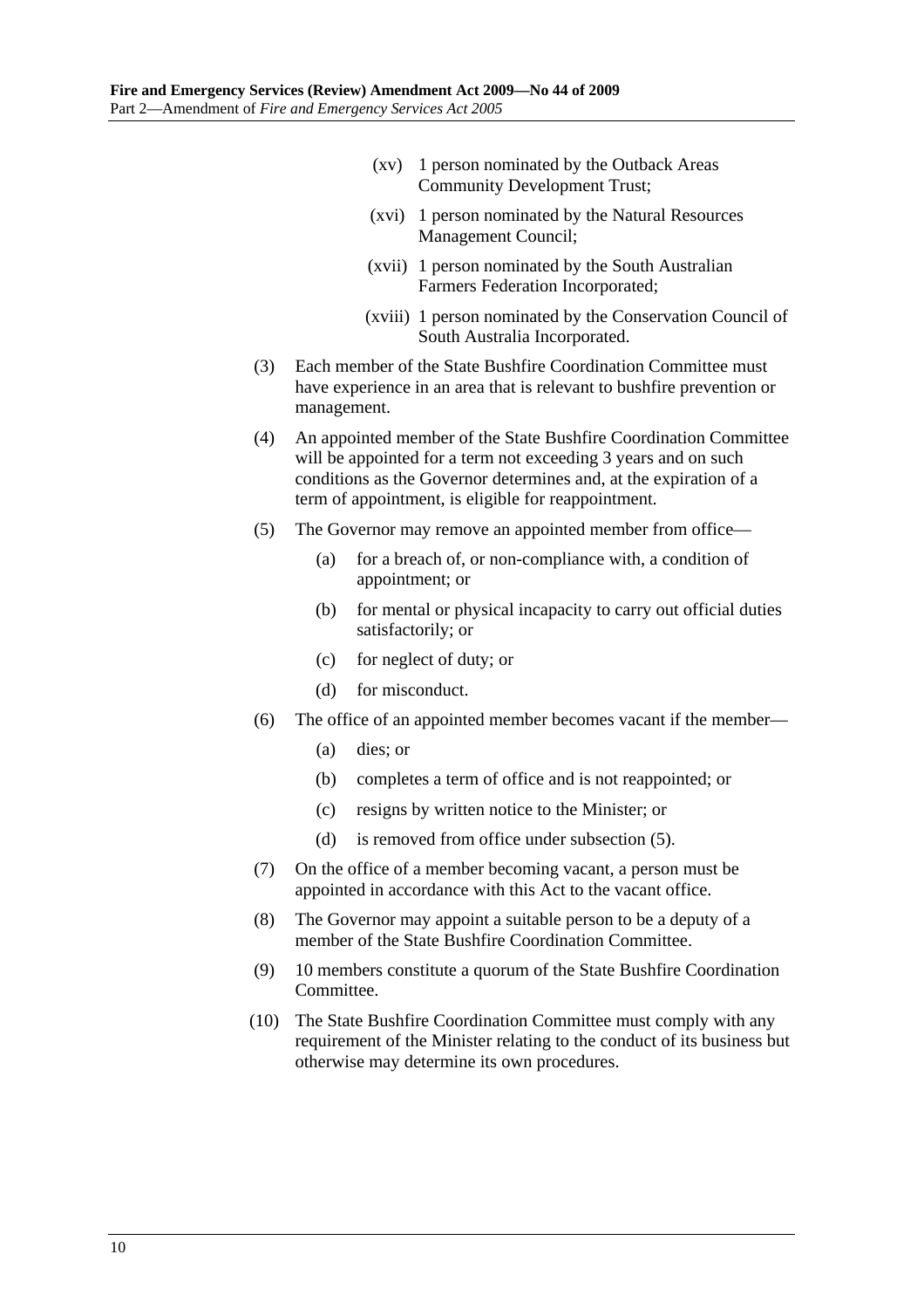(xv) 1 person nominated by the Outback Areas Community Development Trust;

(xvi) 1 person nominated by the Natural Resources Management Council;

(xvii) 1 person nominated by the South Australian Farmers Federation Incorporated;

(xviii) 1 person nominated by the Conservation Council of South Australia Incorporated.

(3) Each member of the State Bushfire Coordination Committee must have experience in an area that is relevant to bushfire prevention or management.

(4) An appointed member of the State Bushfire Coordination Committee will be appointed for a term not exceeding 3 years and on such conditions as the Governor determines and, at the expiration of a term of appointment, is eligible for reappointment.

(5) The Governor may remove an appointed member from office—

(a) for a breach of, or non-compliance with, a condition of appointment; or

(b) for mental or physical incapacity to carry out official duties satisfactorily; or

(c) for neglect of duty; or

(d) for misconduct.

(6) The office of an appointed member becomes vacant if the member—

(a) dies; or

(b) completes a term of office and is not reappointed; or

(c) resigns by written notice to the Minister; or

(d) is removed from office under subsection (5).

(7) On the office of a member becoming vacant, a person must be appointed in accordance with this Act to the vacant office.

(8) The Governor may appoint a suitable person to be a deputy of a member of the State Bushfire Coordination Committee.

(9) 10 members constitute a quorum of the State Bushfire Coordination Committee.

(10) The State Bushfire Coordination Committee must comply with any requirement of the Minister relating to the conduct of its business but otherwise may determine its own procedures.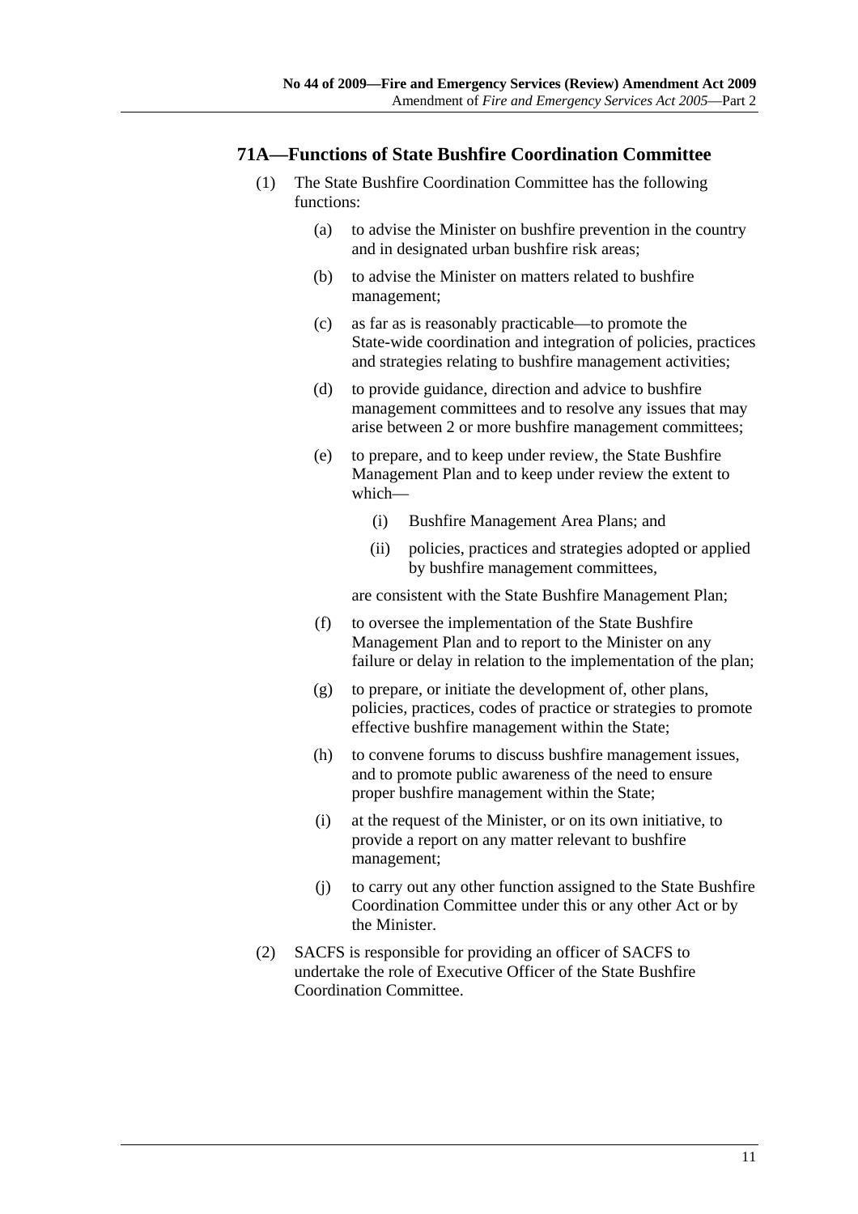## 71A—Functions of State Bushfire Coordination Committee

(1) The State Bushfire Coordination Committee has the following functions:

  (a) to advise the Minister on bushfire prevention in the country and in designated urban bushfire risk areas;

  (b) to advise the Minister on matters related to bushfire management;

  (c) as far as is reasonably practicable—to promote the State-wide coordination and integration of policies, practices and strategies relating to bushfire management activities;

  (d) to provide guidance, direction and advice to bushfire management committees and to resolve any issues that may arise between 2 or more bushfire management committees;

  (e) to prepare, and to keep under review, the State Bushfire Management Plan and to keep under review the extent to which—

    (i) Bushfire Management Area Plans; and

    (ii) policies, practices and strategies adopted or applied by bushfire management committees,

  are consistent with the State Bushfire Management Plan;

  (f) to oversee the implementation of the State Bushfire Management Plan and to report to the Minister on any failure or delay in relation to the implementation of the plan;

  (g) to prepare, or initiate the development of, other plans, policies, practices, codes of practice or strategies to promote effective bushfire management within the State;

  (h) to convene forums to discuss bushfire management issues, and to promote public awareness of the need to ensure proper bushfire management within the State;

  (i) at the request of the Minister, or on its own initiative, to provide a report on any matter relevant to bushfire management;

  (j) to carry out any other function assigned to the State Bushfire Coordination Committee under this or any other Act or by the Minister.

(2) SACFS is responsible for providing an officer of SACFS to undertake the role of Executive Officer of the State Bushfire Coordination Committee.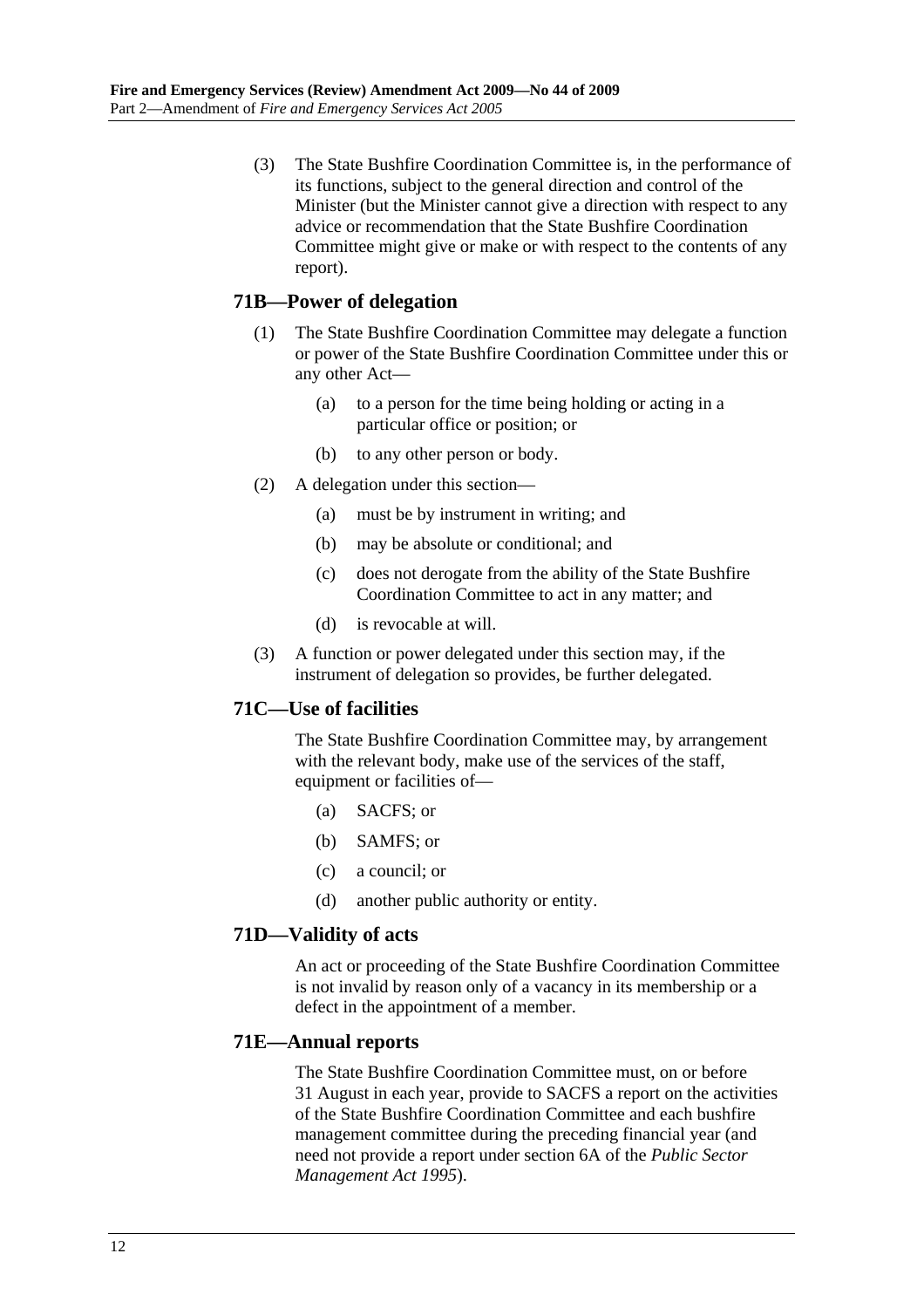(3) The State Bushfire Coordination Committee is, in the performance of its functions, subject to the general direction and control of the Minister (but the Minister cannot give a direction with respect to any advice or recommendation that the State Bushfire Coordination Committee might give or make or with respect to the contents of any report).

### 71B—Power of delegation

(1) The State Bushfire Coordination Committee may delegate a function or power of the State Bushfire Coordination Committee under this or any other Act—

(a) to a person for the time being holding or acting in a particular office or position; or

(b) to any other person or body.

(2) A delegation under this section—

(a) must be by instrument in writing; and

(b) may be absolute or conditional; and

(c) does not derogate from the ability of the State Bushfire Coordination Committee to act in any matter; and

(d) is revocable at will.

(3) A function or power delegated under this section may, if the instrument of delegation so provides, be further delegated.

### 71C—Use of facilities

The State Bushfire Coordination Committee may, by arrangement with the relevant body, make use of the services of the staff, equipment or facilities of—

(a) SACFS; or

(b) SAMFS; or

(c) a council; or

(d) another public authority or entity.

### 71D—Validity of acts

An act or proceeding of the State Bushfire Coordination Committee is not invalid by reason only of a vacancy in its membership or a defect in the appointment of a member.

### 71E—Annual reports

The State Bushfire Coordination Committee must, on or before 31 August in each year, provide to SACFS a report on the activities of the State Bushfire Coordination Committee and each bushfire management committee during the preceding financial year (and need not provide a report under section 6A of the *Public Sector Management Act 1995*).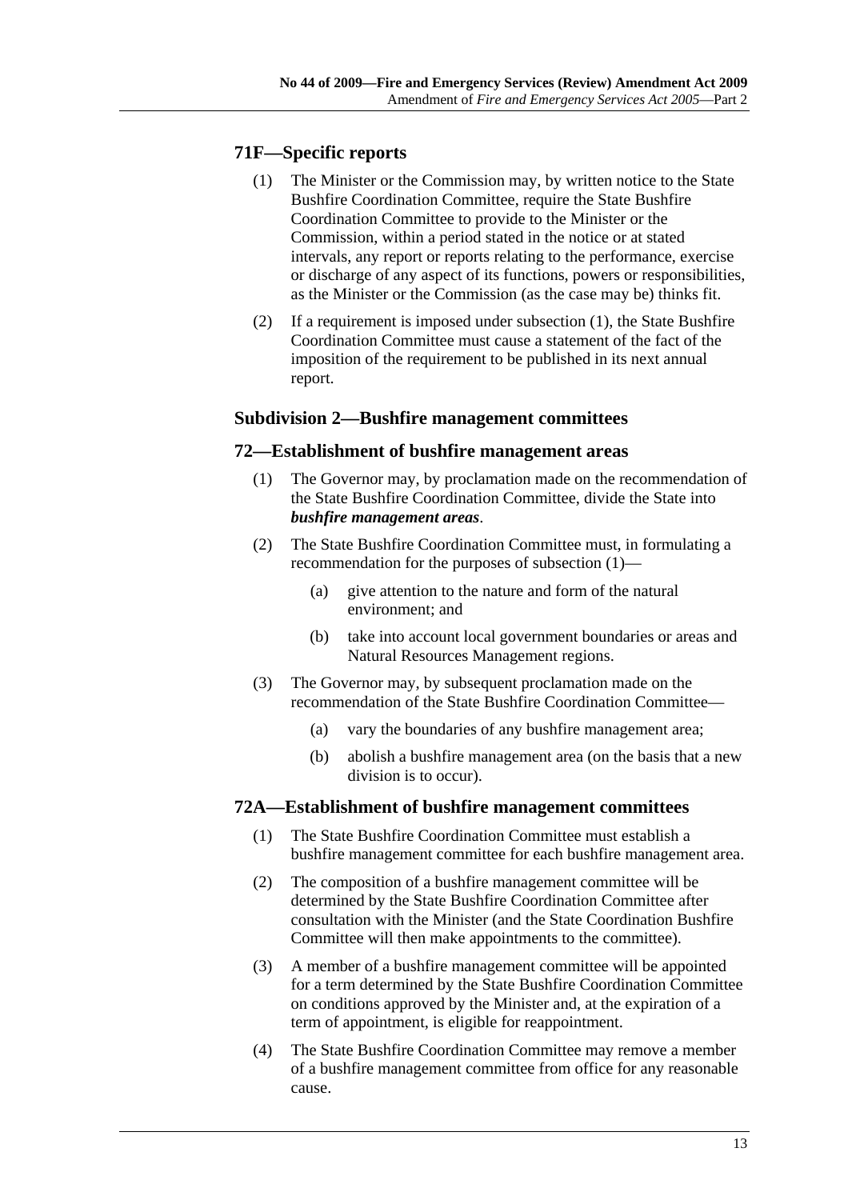## 71F—Specific reports

(1) The Minister or the Commission may, by written notice to the State Bushfire Coordination Committee, require the State Bushfire Coordination Committee to provide to the Minister or the Commission, within a period stated in the notice or at stated intervals, any report or reports relating to the performance, exercise or discharge of any aspect of its functions, powers or responsibilities, as the Minister or the Commission (as the case may be) thinks fit.

(2) If a requirement is imposed under subsection (1), the State Bushfire Coordination Committee must cause a statement of the fact of the imposition of the requirement to be published in its next annual report.

### Subdivision 2—Bushfire management committees

## 72—Establishment of bushfire management areas

(1) The Governor may, by proclamation made on the recommendation of the State Bushfire Coordination Committee, divide the State into ***bushfire management areas***.

(2) The State Bushfire Coordination Committee must, in formulating a recommendation for the purposes of subsection (1)—

(a) give attention to the nature and form of the natural environment; and

(b) take into account local government boundaries or areas and Natural Resources Management regions.

(3) The Governor may, by subsequent proclamation made on the recommendation of the State Bushfire Coordination Committee—

(a) vary the boundaries of any bushfire management area;

(b) abolish a bushfire management area (on the basis that a new division is to occur).

## 72A—Establishment of bushfire management committees

(1) The State Bushfire Coordination Committee must establish a bushfire management committee for each bushfire management area.

(2) The composition of a bushfire management committee will be determined by the State Bushfire Coordination Committee after consultation with the Minister (and the State Coordination Bushfire Committee will then make appointments to the committee).

(3) A member of a bushfire management committee will be appointed for a term determined by the State Bushfire Coordination Committee on conditions approved by the Minister and, at the expiration of a term of appointment, is eligible for reappointment.

(4) The State Bushfire Coordination Committee may remove a member of a bushfire management committee from office for any reasonable cause.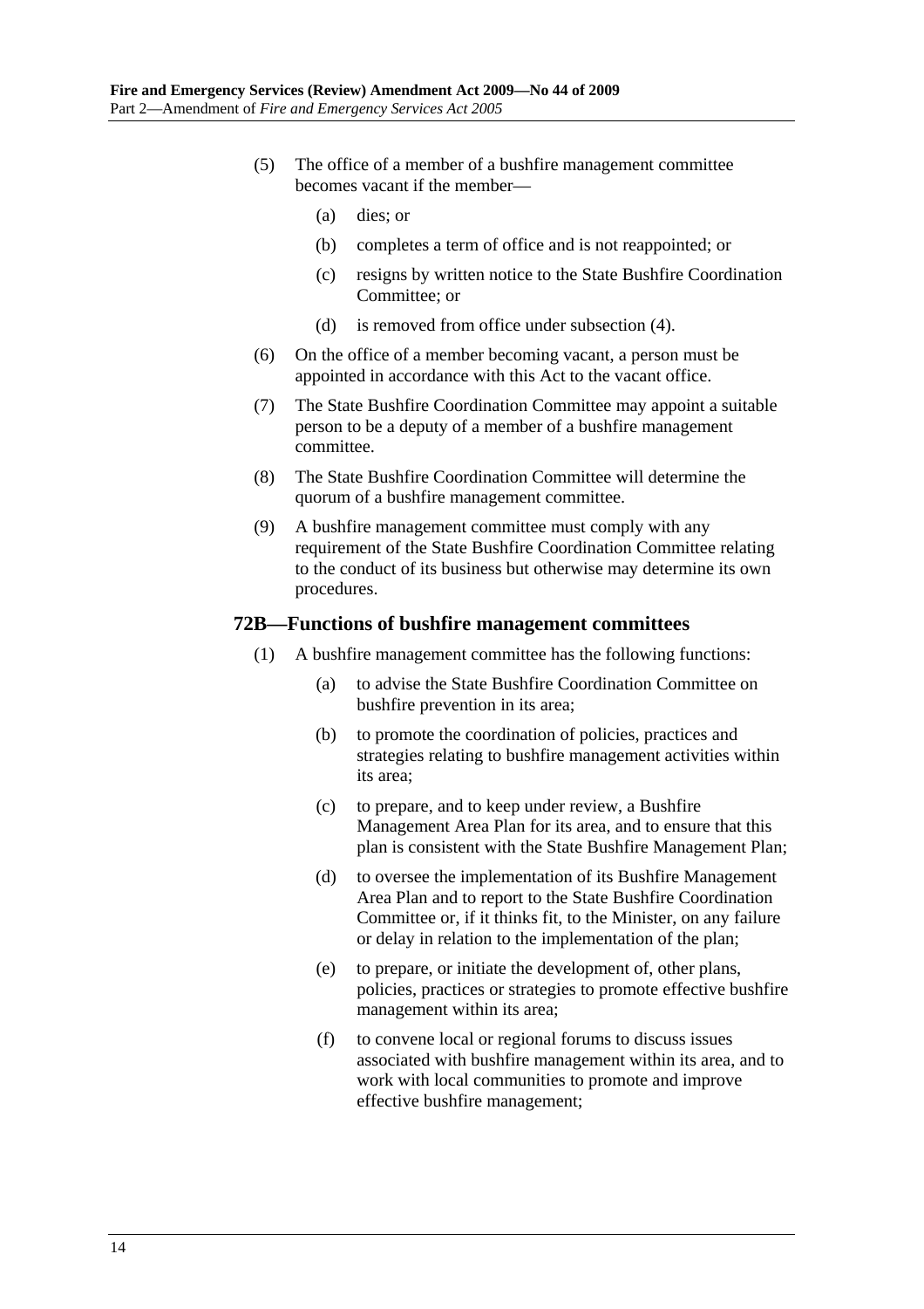(5) The office of a member of a bushfire management committee becomes vacant if the member—

(a) dies; or

(b) completes a term of office and is not reappointed; or

(c) resigns by written notice to the State Bushfire Coordination Committee; or

(d) is removed from office under subsection (4).

(6) On the office of a member becoming vacant, a person must be appointed in accordance with this Act to the vacant office.

(7) The State Bushfire Coordination Committee may appoint a suitable person to be a deputy of a member of a bushfire management committee.

(8) The State Bushfire Coordination Committee will determine the quorum of a bushfire management committee.

(9) A bushfire management committee must comply with any requirement of the State Bushfire Coordination Committee relating to the conduct of its business but otherwise may determine its own procedures.

### 72B—Functions of bushfire management committees

(1) A bushfire management committee has the following functions:

(a) to advise the State Bushfire Coordination Committee on bushfire prevention in its area;

(b) to promote the coordination of policies, practices and strategies relating to bushfire management activities within its area;

(c) to prepare, and to keep under review, a Bushfire Management Area Plan for its area, and to ensure that this plan is consistent with the State Bushfire Management Plan;

(d) to oversee the implementation of its Bushfire Management Area Plan and to report to the State Bushfire Coordination Committee or, if it thinks fit, to the Minister, on any failure or delay in relation to the implementation of the plan;

(e) to prepare, or initiate the development of, other plans, policies, practices or strategies to promote effective bushfire management within its area;

(f) to convene local or regional forums to discuss issues associated with bushfire management within its area, and to work with local communities to promote and improve effective bushfire management;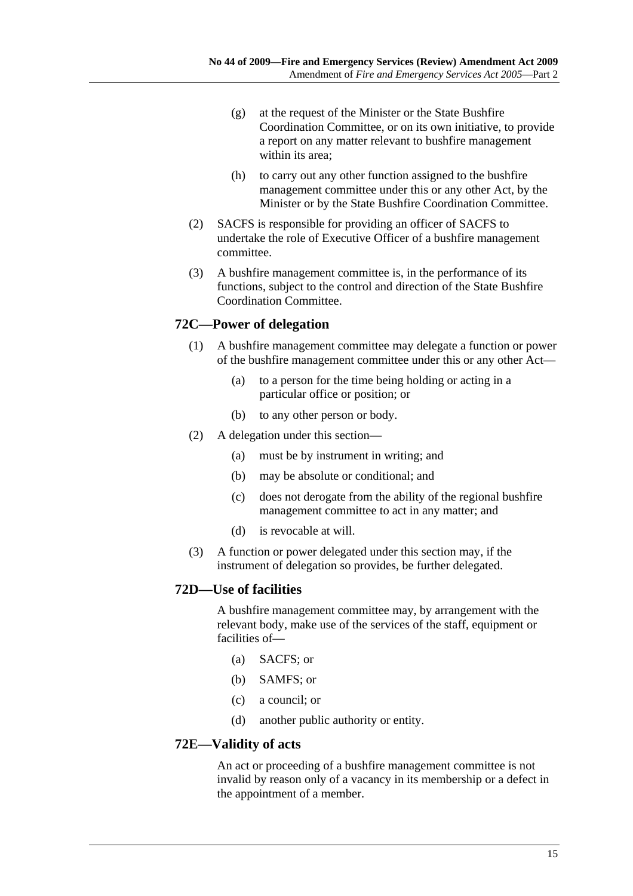(g) at the request of the Minister or the State Bushfire Coordination Committee, or on its own initiative, to provide a report on any matter relevant to bushfire management within its area;

(h) to carry out any other function assigned to the bushfire management committee under this or any other Act, by the Minister or by the State Bushfire Coordination Committee.

(2) SACFS is responsible for providing an officer of SACFS to undertake the role of Executive Officer of a bushfire management committee.

(3) A bushfire management committee is, in the performance of its functions, subject to the control and direction of the State Bushfire Coordination Committee.

## 72C—Power of delegation

(1) A bushfire management committee may delegate a function or power of the bushfire management committee under this or any other Act—

(a) to a person for the time being holding or acting in a particular office or position; or

(b) to any other person or body.

(2) A delegation under this section—

(a) must be by instrument in writing; and

(b) may be absolute or conditional; and

(c) does not derogate from the ability of the regional bushfire management committee to act in any matter; and

(d) is revocable at will.

(3) A function or power delegated under this section may, if the instrument of delegation so provides, be further delegated.

## 72D—Use of facilities

A bushfire management committee may, by arrangement with the relevant body, make use of the services of the staff, equipment or facilities of—

(a) SACFS; or

(b) SAMFS; or

(c) a council; or

(d) another public authority or entity.

## 72E—Validity of acts

An act or proceeding of a bushfire management committee is not invalid by reason only of a vacancy in its membership or a defect in the appointment of a member.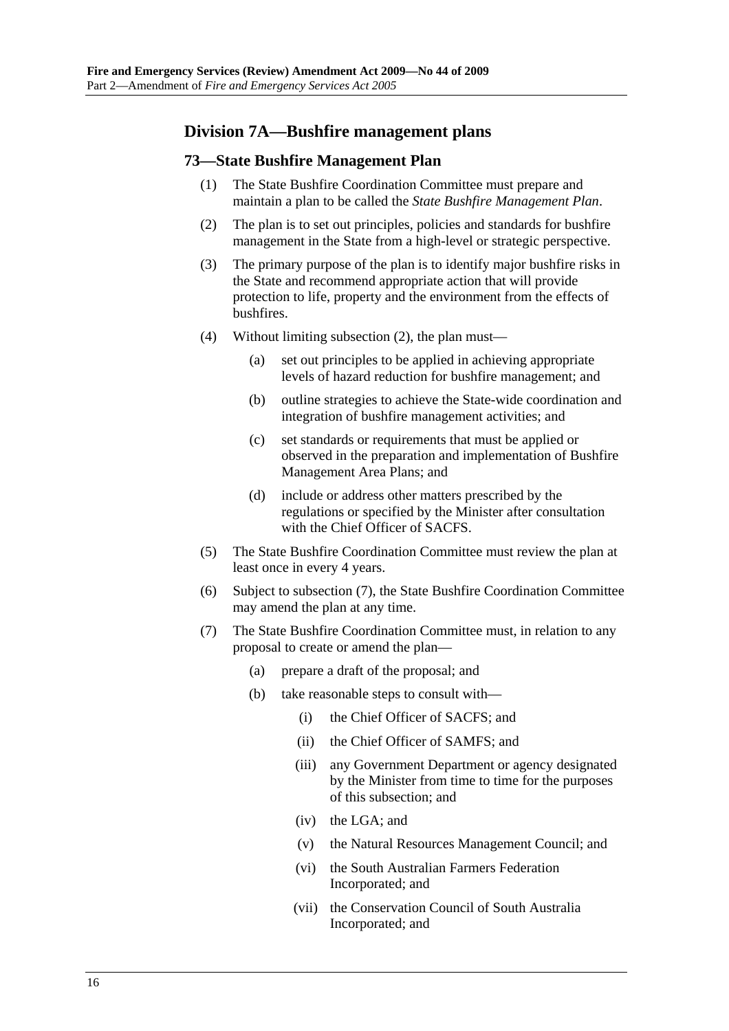## Division 7A—Bushfire management plans

### 73—State Bushfire Management Plan

(1) The State Bushfire Coordination Committee must prepare and maintain a plan to be called the *State Bushfire Management Plan*.

(2) The plan is to set out principles, policies and standards for bushfire management in the State from a high-level or strategic perspective.

(3) The primary purpose of the plan is to identify major bushfire risks in the State and recommend appropriate action that will provide protection to life, property and the environment from the effects of bushfires.

(4) Without limiting subsection (2), the plan must—

  (a) set out principles to be applied in achieving appropriate levels of hazard reduction for bushfire management; and

  (b) outline strategies to achieve the State-wide coordination and integration of bushfire management activities; and

  (c) set standards or requirements that must be applied or observed in the preparation and implementation of Bushfire Management Area Plans; and

  (d) include or address other matters prescribed by the regulations or specified by the Minister after consultation with the Chief Officer of SACFS.

(5) The State Bushfire Coordination Committee must review the plan at least once in every 4 years.

(6) Subject to subsection (7), the State Bushfire Coordination Committee may amend the plan at any time.

(7) The State Bushfire Coordination Committee must, in relation to any proposal to create or amend the plan—

  (a) prepare a draft of the proposal; and

  (b) take reasonable steps to consult with—

    (i) the Chief Officer of SACFS; and

    (ii) the Chief Officer of SAMFS; and

    (iii) any Government Department or agency designated by the Minister from time to time for the purposes of this subsection; and

    (iv) the LGA; and

    (v) the Natural Resources Management Council; and

    (vi) the South Australian Farmers Federation Incorporated; and

    (vii) the Conservation Council of South Australia Incorporated; and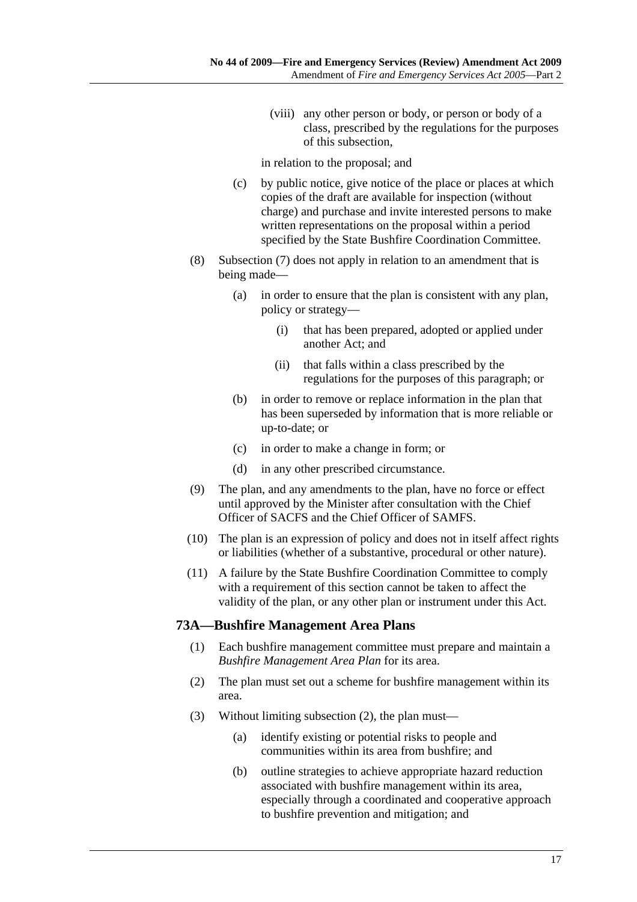(viii) any other person or body, or person or body of a class, prescribed by the regulations for the purposes of this subsection,

in relation to the proposal; and

(c) by public notice, give notice of the place or places at which copies of the draft are available for inspection (without charge) and purchase and invite interested persons to make written representations on the proposal within a period specified by the State Bushfire Coordination Committee.

(8) Subsection (7) does not apply in relation to an amendment that is being made—

(a) in order to ensure that the plan is consistent with any plan, policy or strategy—

(i) that has been prepared, adopted or applied under another Act; and

(ii) that falls within a class prescribed by the regulations for the purposes of this paragraph; or

(b) in order to remove or replace information in the plan that has been superseded by information that is more reliable or up-to-date; or

(c) in order to make a change in form; or

(d) in any other prescribed circumstance.

(9) The plan, and any amendments to the plan, have no force or effect until approved by the Minister after consultation with the Chief Officer of SACFS and the Chief Officer of SAMFS.

(10) The plan is an expression of policy and does not in itself affect rights or liabilities (whether of a substantive, procedural or other nature).

(11) A failure by the State Bushfire Coordination Committee to comply with a requirement of this section cannot be taken to affect the validity of the plan, or any other plan or instrument under this Act.

## 73A—Bushfire Management Area Plans

(1) Each bushfire management committee must prepare and maintain a *Bushfire Management Area Plan* for its area.

(2) The plan must set out a scheme for bushfire management within its area.

(3) Without limiting subsection (2), the plan must—

(a) identify existing or potential risks to people and communities within its area from bushfire; and

(b) outline strategies to achieve appropriate hazard reduction associated with bushfire management within its area, especially through a coordinated and cooperative approach to bushfire prevention and mitigation; and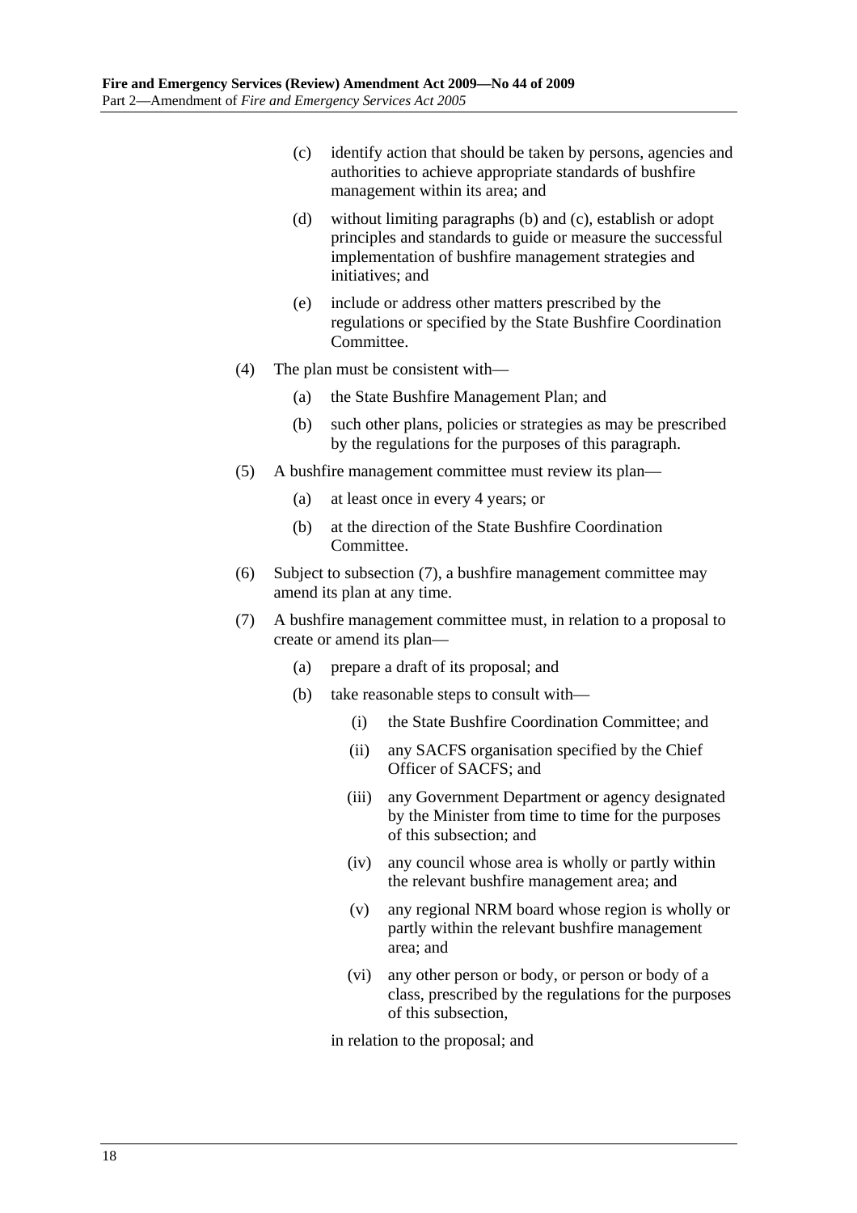(c) identify action that should be taken by persons, agencies and authorities to achieve appropriate standards of bushfire management within its area; and

(d) without limiting paragraphs (b) and (c), establish or adopt principles and standards to guide or measure the successful implementation of bushfire management strategies and initiatives; and

(e) include or address other matters prescribed by the regulations or specified by the State Bushfire Coordination Committee.

(4) The plan must be consistent with—

(a) the State Bushfire Management Plan; and

(b) such other plans, policies or strategies as may be prescribed by the regulations for the purposes of this paragraph.

(5) A bushfire management committee must review its plan—

(a) at least once in every 4 years; or

(b) at the direction of the State Bushfire Coordination Committee.

(6) Subject to subsection (7), a bushfire management committee may amend its plan at any time.

(7) A bushfire management committee must, in relation to a proposal to create or amend its plan—

(a) prepare a draft of its proposal; and

(b) take reasonable steps to consult with—

(i) the State Bushfire Coordination Committee; and

(ii) any SACFS organisation specified by the Chief Officer of SACFS; and

(iii) any Government Department or agency designated by the Minister from time to time for the purposes of this subsection; and

(iv) any council whose area is wholly or partly within the relevant bushfire management area; and

(v) any regional NRM board whose region is wholly or partly within the relevant bushfire management area; and

(vi) any other person or body, or person or body of a class, prescribed by the regulations for the purposes of this subsection,

in relation to the proposal; and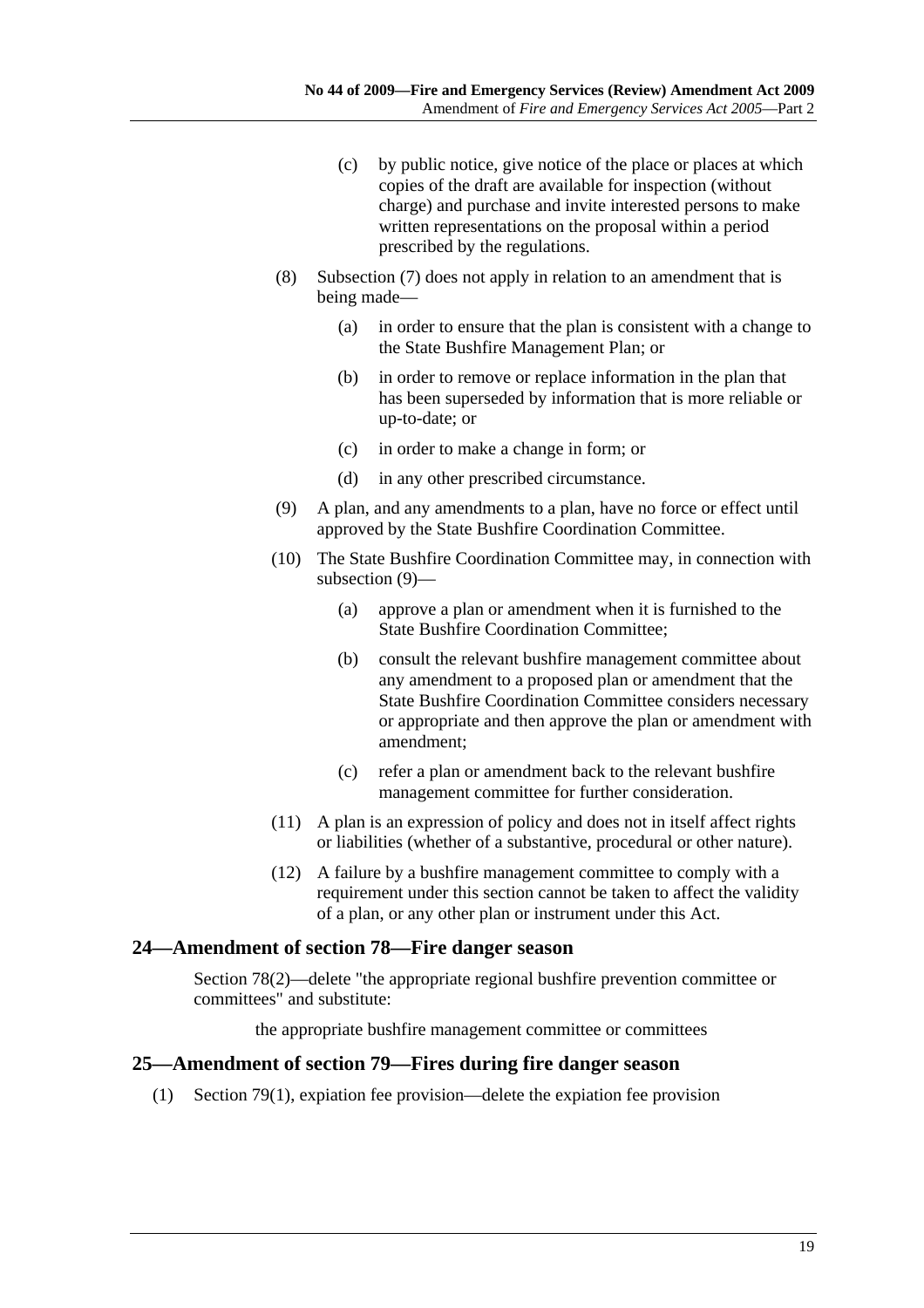(c) by public notice, give notice of the place or places at which copies of the draft are available for inspection (without charge) and purchase and invite interested persons to make written representations on the proposal within a period prescribed by the regulations.

(8) Subsection (7) does not apply in relation to an amendment that is being made—

(a) in order to ensure that the plan is consistent with a change to the State Bushfire Management Plan; or

(b) in order to remove or replace information in the plan that has been superseded by information that is more reliable or up-to-date; or

(c) in order to make a change in form; or

(d) in any other prescribed circumstance.

(9) A plan, and any amendments to a plan, have no force or effect until approved by the State Bushfire Coordination Committee.

(10) The State Bushfire Coordination Committee may, in connection with subsection (9)—

(a) approve a plan or amendment when it is furnished to the State Bushfire Coordination Committee;

(b) consult the relevant bushfire management committee about any amendment to a proposed plan or amendment that the State Bushfire Coordination Committee considers necessary or appropriate and then approve the plan or amendment with amendment;

(c) refer a plan or amendment back to the relevant bushfire management committee for further consideration.

(11) A plan is an expression of policy and does not in itself affect rights or liabilities (whether of a substantive, procedural or other nature).

(12) A failure by a bushfire management committee to comply with a requirement under this section cannot be taken to affect the validity of a plan, or any other plan or instrument under this Act.

## 24—Amendment of section 78—Fire danger season

Section 78(2)—delete "the appropriate regional bushfire prevention committee or committees" and substitute:

the appropriate bushfire management committee or committees

## 25—Amendment of section 79—Fires during fire danger season

(1) Section 79(1), expiation fee provision—delete the expiation fee provision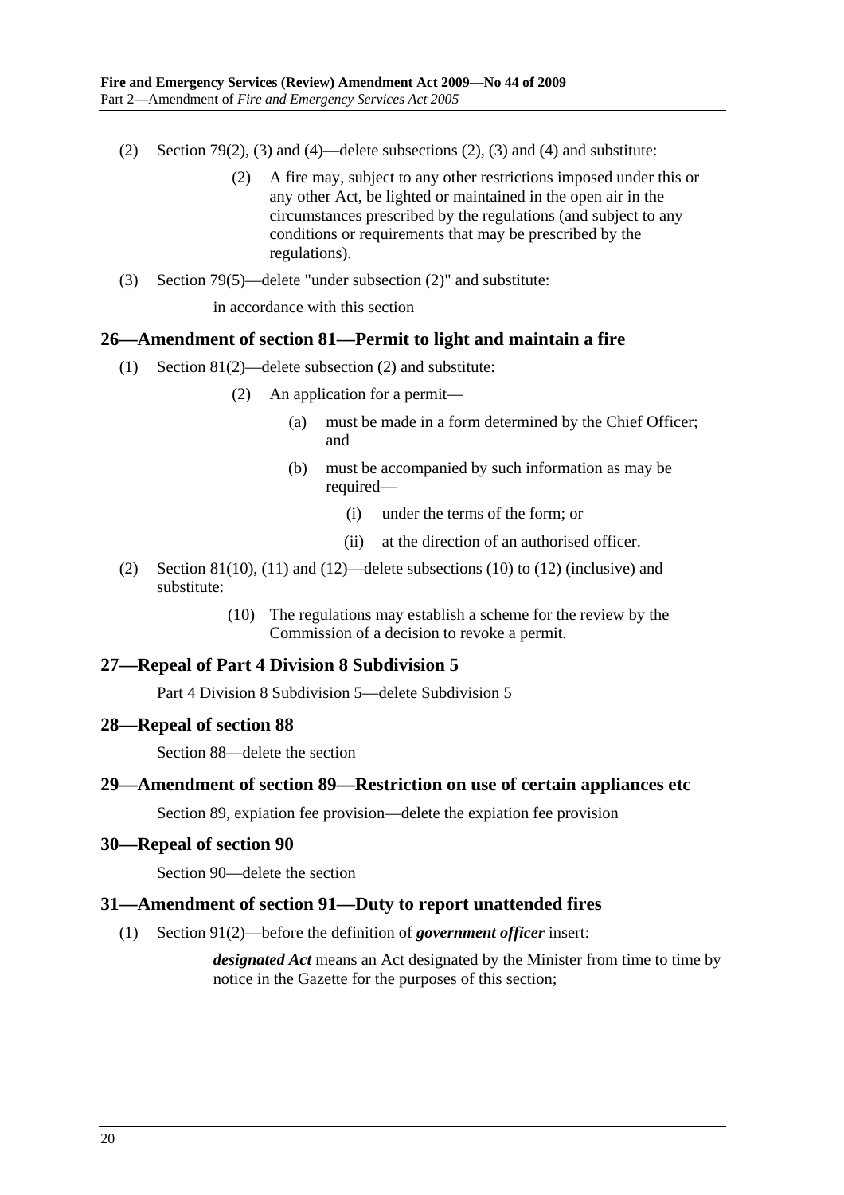(2) Section 79(2), (3) and (4)—delete subsections (2), (3) and (4) and substitute:

> (2) A fire may, subject to any other restrictions imposed under this or any other Act, be lighted or maintained in the open air in the circumstances prescribed by the regulations (and subject to any conditions or requirements that may be prescribed by the regulations).

(3) Section 79(5)—delete "under subsection (2)" and substitute:

> in accordance with this section

## 26—Amendment of section 81—Permit to light and maintain a fire

(1) Section 81(2)—delete subsection (2) and substitute:

> (2) An application for a permit—
>
> (a) must be made in a form determined by the Chief Officer; and
>
> (b) must be accompanied by such information as may be required—
>
> (i) under the terms of the form; or
>
> (ii) at the direction of an authorised officer.

(2) Section 81(10), (11) and (12)—delete subsections (10) to (12) (inclusive) and substitute:

> (10) The regulations may establish a scheme for the review by the Commission of a decision to revoke a permit.

## 27—Repeal of Part 4 Division 8 Subdivision 5

Part 4 Division 8 Subdivision 5—delete Subdivision 5

## 28—Repeal of section 88

Section 88—delete the section

## 29—Amendment of section 89—Restriction on use of certain appliances etc

Section 89, expiation fee provision—delete the expiation fee provision

## 30—Repeal of section 90

Section 90—delete the section

## 31—Amendment of section 91—Duty to report unattended fires

(1) Section 91(2)—before the definition of ***government officer*** insert:

> ***designated Act*** means an Act designated by the Minister from time to time by notice in the Gazette for the purposes of this section;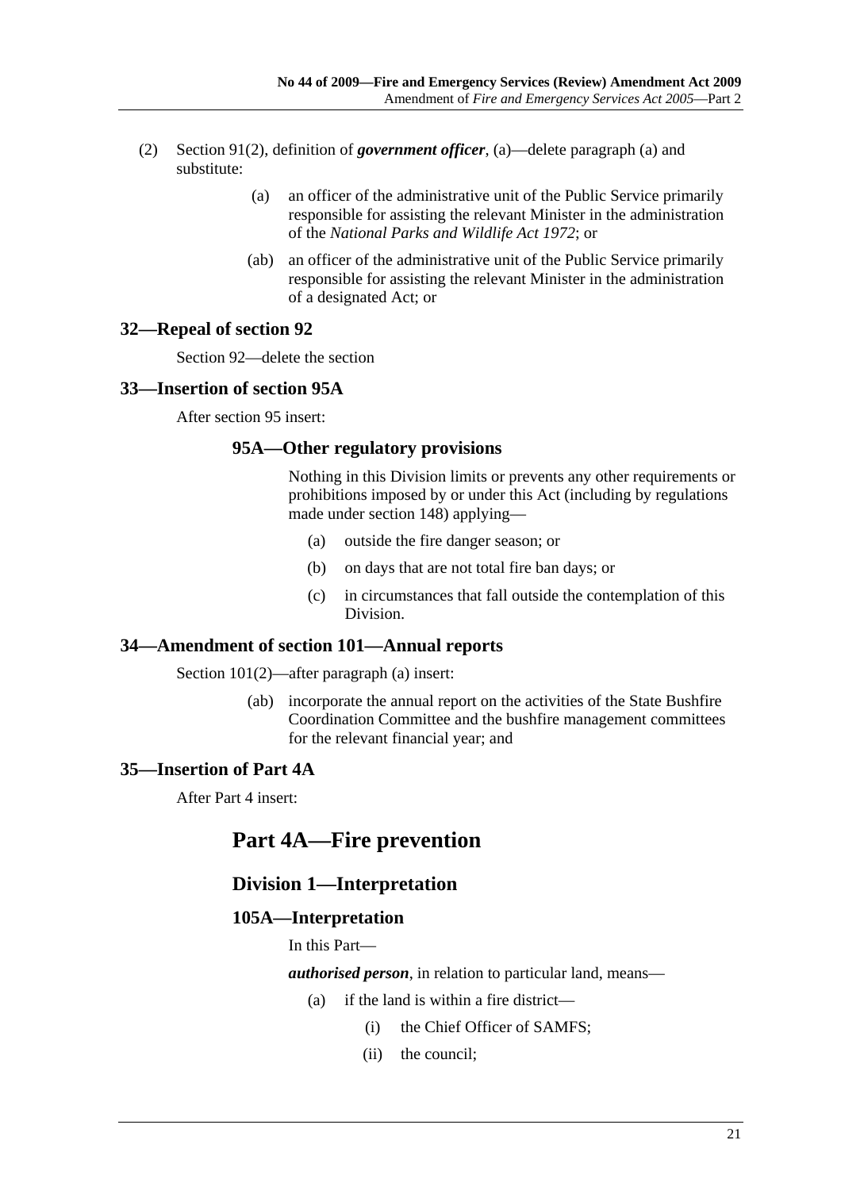(2) Section 91(2), definition of ***government officer***, (a)—delete paragraph (a) and substitute:

> (a) an officer of the administrative unit of the Public Service primarily responsible for assisting the relevant Minister in the administration of the *National Parks and Wildlife Act 1972*; or
>
> (ab) an officer of the administrative unit of the Public Service primarily responsible for assisting the relevant Minister in the administration of a designated Act; or

### 32—Repeal of section 92

Section 92—delete the section

### 33—Insertion of section 95A

After section 95 insert:

### 95A—Other regulatory provisions

Nothing in this Division limits or prevents any other requirements or prohibitions imposed by or under this Act (including by regulations made under section 148) applying—

(a) outside the fire danger season; or

(b) on days that are not total fire ban days; or

(c) in circumstances that fall outside the contemplation of this Division.

### 34—Amendment of section 101—Annual reports

Section 101(2)—after paragraph (a) insert:

> (ab) incorporate the annual report on the activities of the State Bushfire Coordination Committee and the bushfire management committees for the relevant financial year; and

### 35—Insertion of Part 4A

After Part 4 insert:

# Part 4A—Fire prevention

## Division 1—Interpretation

### 105A—Interpretation

In this Part—

***authorised person***, in relation to particular land, means—

(a) if the land is within a fire district—

(i) the Chief Officer of SAMFS;

(ii) the council;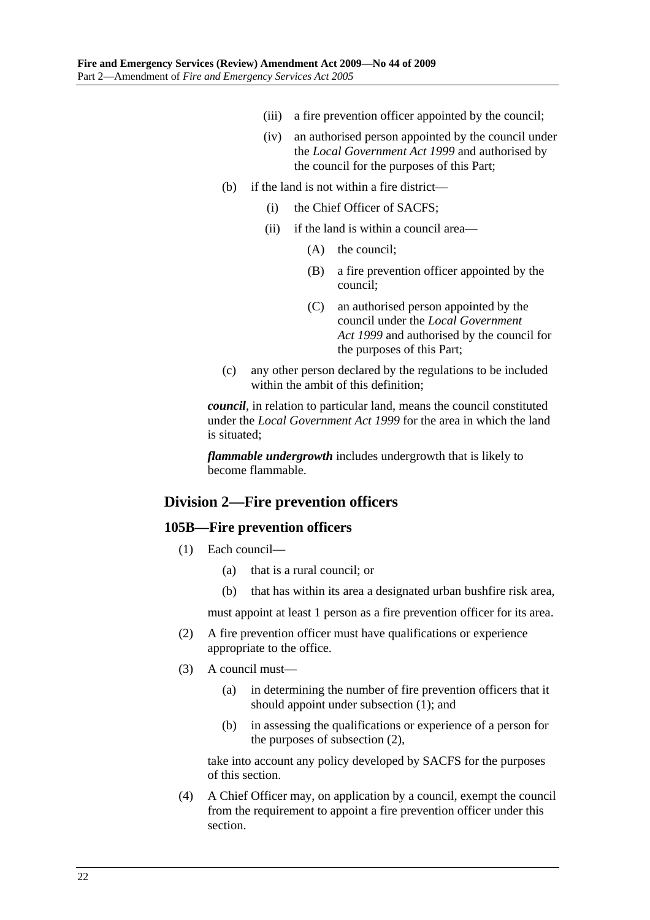(iii) a fire prevention officer appointed by the council;

(iv) an authorised person appointed by the council under the *Local Government Act 1999* and authorised by the council for the purposes of this Part;

(b) if the land is not within a fire district—

(i) the Chief Officer of SACFS;

(ii) if the land is within a council area—

(A) the council;

(B) a fire prevention officer appointed by the council;

(C) an authorised person appointed by the council under the *Local Government Act 1999* and authorised by the council for the purposes of this Part;

(c) any other person declared by the regulations to be included within the ambit of this definition;

***council***, in relation to particular land, means the council constituted under the *Local Government Act 1999* for the area in which the land is situated;

***flammable undergrowth*** includes undergrowth that is likely to become flammable.

## Division 2—Fire prevention officers

### 105B—Fire prevention officers

(1) Each council—

(a) that is a rural council; or

(b) that has within its area a designated urban bushfire risk area,

must appoint at least 1 person as a fire prevention officer for its area.

(2) A fire prevention officer must have qualifications or experience appropriate to the office.

(3) A council must—

(a) in determining the number of fire prevention officers that it should appoint under subsection (1); and

(b) in assessing the qualifications or experience of a person for the purposes of subsection (2),

take into account any policy developed by SACFS for the purposes of this section.

(4) A Chief Officer may, on application by a council, exempt the council from the requirement to appoint a fire prevention officer under this section.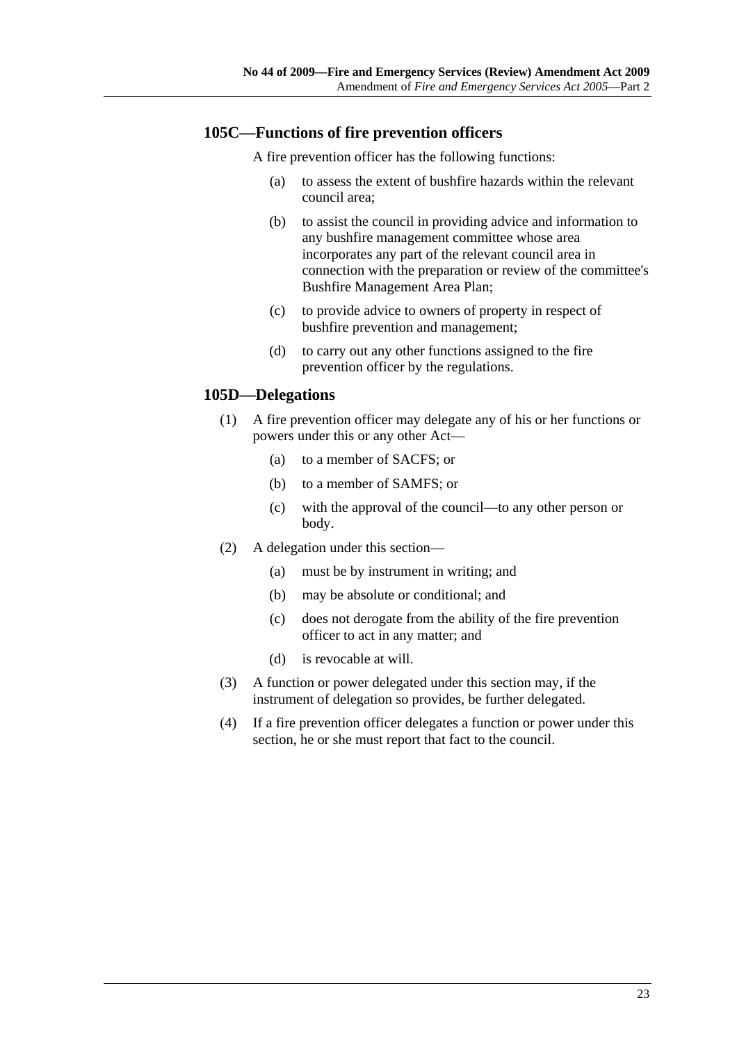### 105C—Functions of fire prevention officers

A fire prevention officer has the following functions:

(a) to assess the extent of bushfire hazards within the relevant council area;

(b) to assist the council in providing advice and information to any bushfire management committee whose area incorporates any part of the relevant council area in connection with the preparation or review of the committee's Bushfire Management Area Plan;

(c) to provide advice to owners of property in respect of bushfire prevention and management;

(d) to carry out any other functions assigned to the fire prevention officer by the regulations.

### 105D—Delegations

(1) A fire prevention officer may delegate any of his or her functions or powers under this or any other Act—

  (a) to a member of SACFS; or

  (b) to a member of SAMFS; or

  (c) with the approval of the council—to any other person or body.

(2) A delegation under this section—

  (a) must be by instrument in writing; and

  (b) may be absolute or conditional; and

  (c) does not derogate from the ability of the fire prevention officer to act in any matter; and

  (d) is revocable at will.

(3) A function or power delegated under this section may, if the instrument of delegation so provides, be further delegated.

(4) If a fire prevention officer delegates a function or power under this section, he or she must report that fact to the council.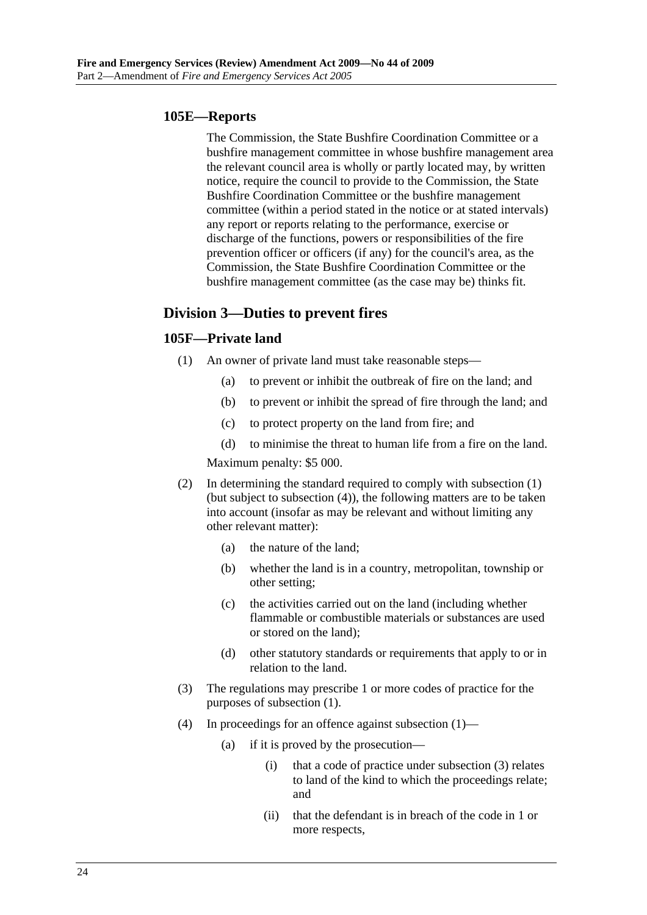### 105E—Reports

The Commission, the State Bushfire Coordination Committee or a bushfire management committee in whose bushfire management area the relevant council area is wholly or partly located may, by written notice, require the council to provide to the Commission, the State Bushfire Coordination Committee or the bushfire management committee (within a period stated in the notice or at stated intervals) any report or reports relating to the performance, exercise or discharge of the functions, powers or responsibilities of the fire prevention officer or officers (if any) for the council's area, as the Commission, the State Bushfire Coordination Committee or the bushfire management committee (as the case may be) thinks fit.

## Division 3—Duties to prevent fires

### 105F—Private land

(1) An owner of private land must take reasonable steps—

  (a) to prevent or inhibit the outbreak of fire on the land; and

  (b) to prevent or inhibit the spread of fire through the land; and

  (c) to protect property on the land from fire; and

  (d) to minimise the threat to human life from a fire on the land.

Maximum penalty: $5 000.

(2) In determining the standard required to comply with subsection (1) (but subject to subsection (4)), the following matters are to be taken into account (insofar as may be relevant and without limiting any other relevant matter):

  (a) the nature of the land;

  (b) whether the land is in a country, metropolitan, township or other setting;

  (c) the activities carried out on the land (including whether flammable or combustible materials or substances are used or stored on the land);

  (d) other statutory standards or requirements that apply to or in relation to the land.

(3) The regulations may prescribe 1 or more codes of practice for the purposes of subsection (1).

(4) In proceedings for an offence against subsection (1)—

  (a) if it is proved by the prosecution—

    (i) that a code of practice under subsection (3) relates to land of the kind to which the proceedings relate; and

    (ii) that the defendant is in breach of the code in 1 or more respects,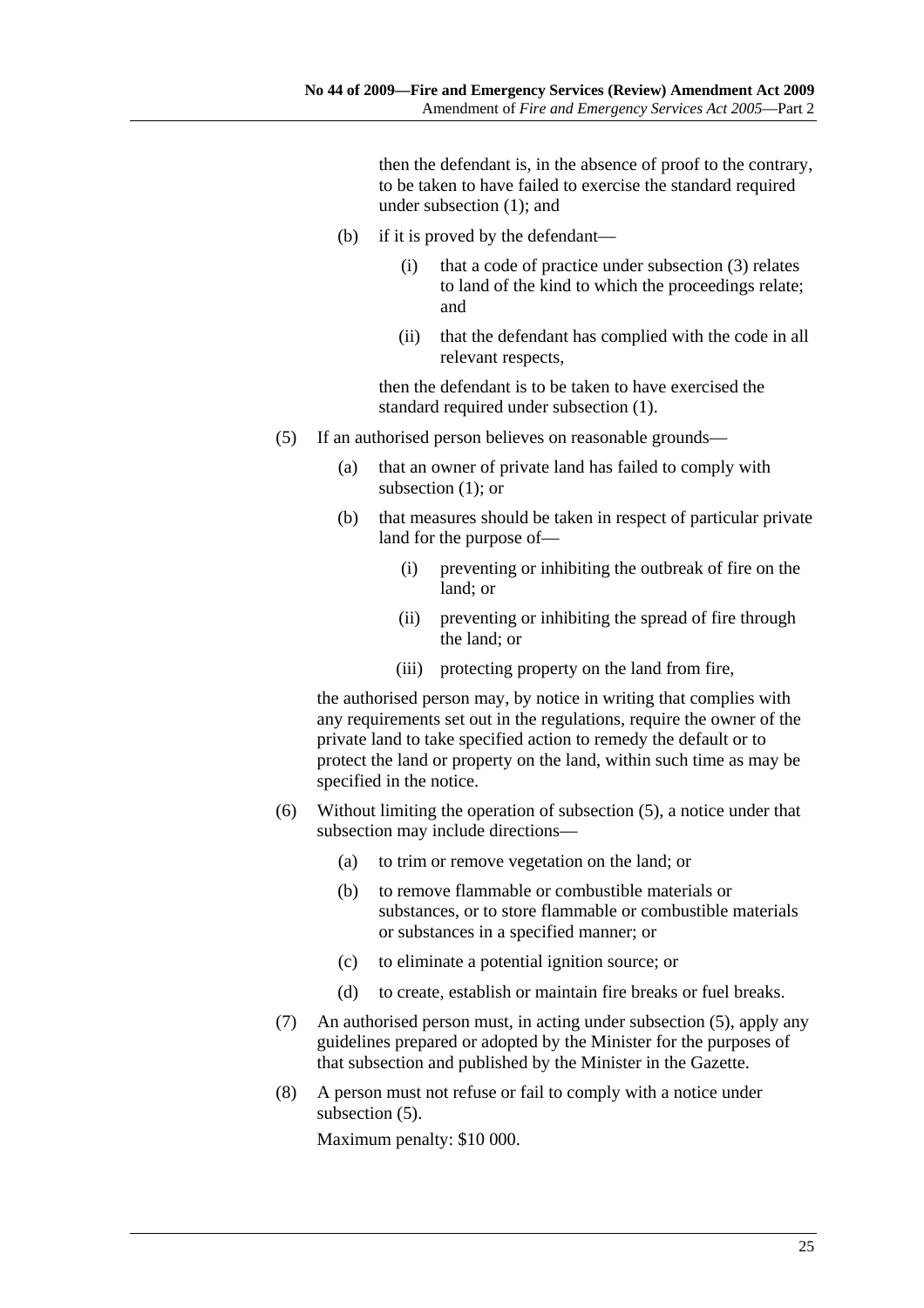then the defendant is, in the absence of proof to the contrary, to be taken to have failed to exercise the standard required under subsection (1); and

(b) if it is proved by the defendant—

(i) that a code of practice under subsection (3) relates to land of the kind to which the proceedings relate; and

(ii) that the defendant has complied with the code in all relevant respects,

then the defendant is to be taken to have exercised the standard required under subsection (1).

(5) If an authorised person believes on reasonable grounds—

(a) that an owner of private land has failed to comply with subsection (1); or

(b) that measures should be taken in respect of particular private land for the purpose of—

(i) preventing or inhibiting the outbreak of fire on the land; or

(ii) preventing or inhibiting the spread of fire through the land; or

(iii) protecting property on the land from fire,

the authorised person may, by notice in writing that complies with any requirements set out in the regulations, require the owner of the private land to take specified action to remedy the default or to protect the land or property on the land, within such time as may be specified in the notice.

(6) Without limiting the operation of subsection (5), a notice under that subsection may include directions—

(a) to trim or remove vegetation on the land; or

(b) to remove flammable or combustible materials or substances, or to store flammable or combustible materials or substances in a specified manner; or

(c) to eliminate a potential ignition source; or

(d) to create, establish or maintain fire breaks or fuel breaks.

(7) An authorised person must, in acting under subsection (5), apply any guidelines prepared or adopted by the Minister for the purposes of that subsection and published by the Minister in the Gazette.

(8) A person must not refuse or fail to comply with a notice under subsection (5).

Maximum penalty: $10 000.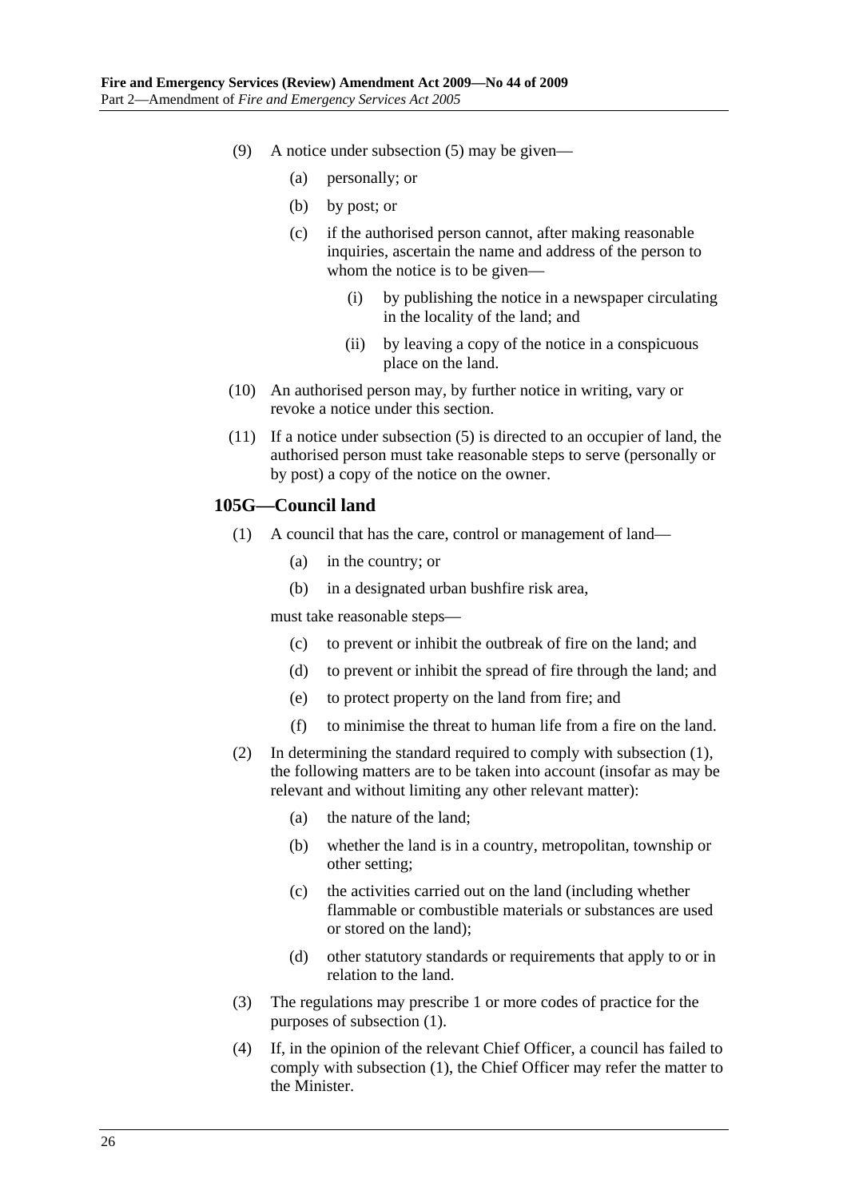(9) A notice under subsection (5) may be given—

(a) personally; or

(b) by post; or

(c) if the authorised person cannot, after making reasonable inquiries, ascertain the name and address of the person to whom the notice is to be given—

(i) by publishing the notice in a newspaper circulating in the locality of the land; and

(ii) by leaving a copy of the notice in a conspicuous place on the land.

(10) An authorised person may, by further notice in writing, vary or revoke a notice under this section.

(11) If a notice under subsection (5) is directed to an occupier of land, the authorised person must take reasonable steps to serve (personally or by post) a copy of the notice on the owner.

### 105G—Council land

(1) A council that has the care, control or management of land—

(a) in the country; or

(b) in a designated urban bushfire risk area,

must take reasonable steps—

(c) to prevent or inhibit the outbreak of fire on the land; and

(d) to prevent or inhibit the spread of fire through the land; and

(e) to protect property on the land from fire; and

(f) to minimise the threat to human life from a fire on the land.

(2) In determining the standard required to comply with subsection (1), the following matters are to be taken into account (insofar as may be relevant and without limiting any other relevant matter):

(a) the nature of the land;

(b) whether the land is in a country, metropolitan, township or other setting;

(c) the activities carried out on the land (including whether flammable or combustible materials or substances are used or stored on the land);

(d) other statutory standards or requirements that apply to or in relation to the land.

(3) The regulations may prescribe 1 or more codes of practice for the purposes of subsection (1).

(4) If, in the opinion of the relevant Chief Officer, a council has failed to comply with subsection (1), the Chief Officer may refer the matter to the Minister.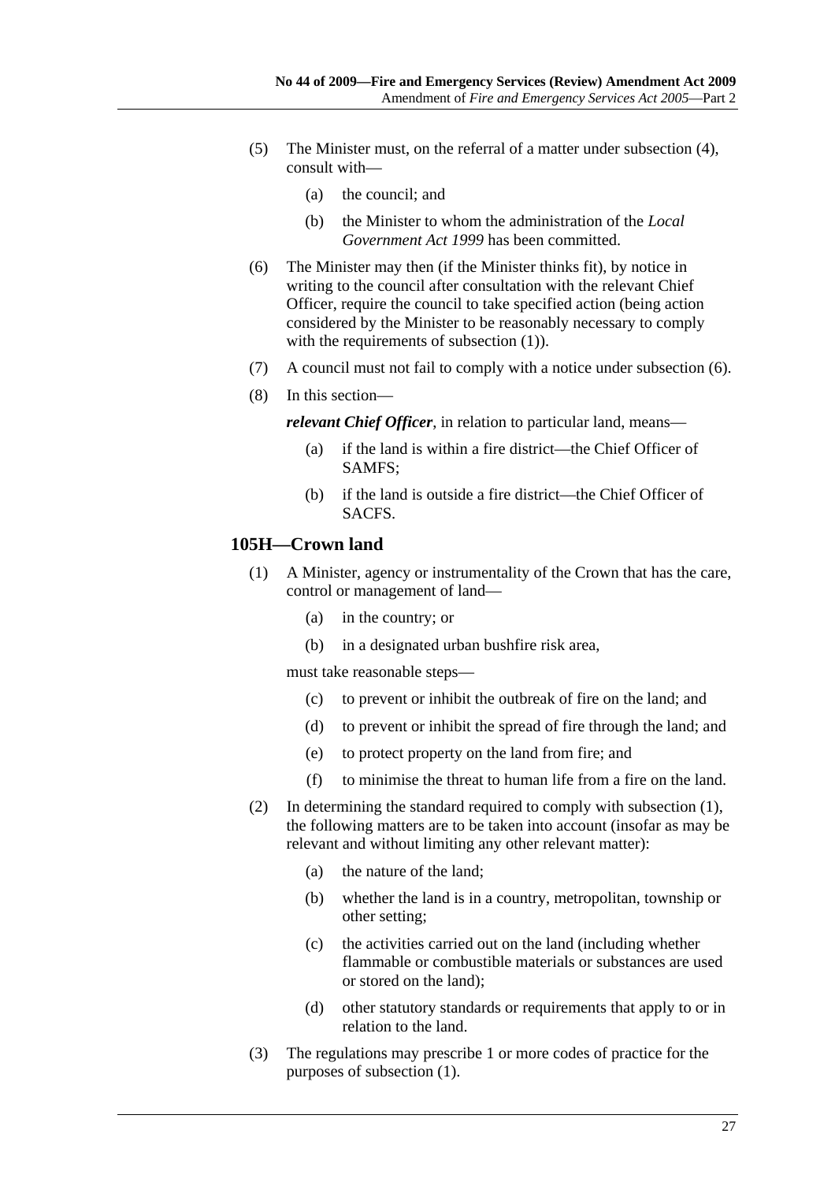(5) The Minister must, on the referral of a matter under subsection (4), consult with—

(a) the council; and

(b) the Minister to whom the administration of the *Local Government Act 1999* has been committed.

(6) The Minister may then (if the Minister thinks fit), by notice in writing to the council after consultation with the relevant Chief Officer, require the council to take specified action (being action considered by the Minister to be reasonably necessary to comply with the requirements of subsection (1)).

(7) A council must not fail to comply with a notice under subsection (6).

(8) In this section—

***relevant Chief Officer***, in relation to particular land, means—

(a) if the land is within a fire district—the Chief Officer of SAMFS;

(b) if the land is outside a fire district—the Chief Officer of SACFS.

## 105H—Crown land

(1) A Minister, agency or instrumentality of the Crown that has the care, control or management of land—

(a) in the country; or

(b) in a designated urban bushfire risk area,

must take reasonable steps—

(c) to prevent or inhibit the outbreak of fire on the land; and

(d) to prevent or inhibit the spread of fire through the land; and

(e) to protect property on the land from fire; and

(f) to minimise the threat to human life from a fire on the land.

(2) In determining the standard required to comply with subsection (1), the following matters are to be taken into account (insofar as may be relevant and without limiting any other relevant matter):

(a) the nature of the land;

(b) whether the land is in a country, metropolitan, township or other setting;

(c) the activities carried out on the land (including whether flammable or combustible materials or substances are used or stored on the land);

(d) other statutory standards or requirements that apply to or in relation to the land.

(3) The regulations may prescribe 1 or more codes of practice for the purposes of subsection (1).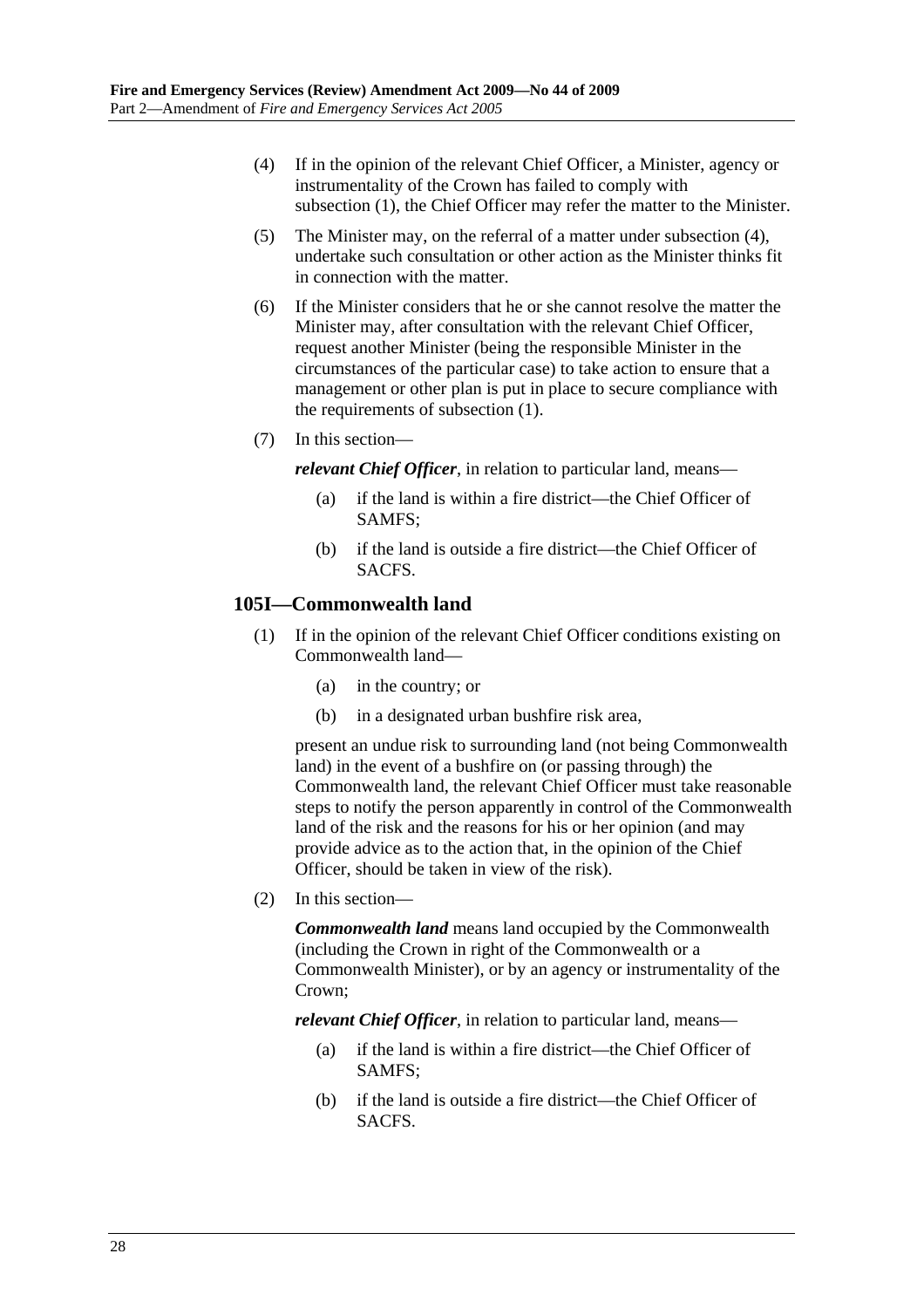(4) If in the opinion of the relevant Chief Officer, a Minister, agency or instrumentality of the Crown has failed to comply with subsection (1), the Chief Officer may refer the matter to the Minister.

(5) The Minister may, on the referral of a matter under subsection (4), undertake such consultation or other action as the Minister thinks fit in connection with the matter.

(6) If the Minister considers that he or she cannot resolve the matter the Minister may, after consultation with the relevant Chief Officer, request another Minister (being the responsible Minister in the circumstances of the particular case) to take action to ensure that a management or other plan is put in place to secure compliance with the requirements of subsection (1).

(7) In this section—

***relevant Chief Officer***, in relation to particular land, means—

(a) if the land is within a fire district—the Chief Officer of SAMFS;

(b) if the land is outside a fire district—the Chief Officer of SACFS.

## 105I—Commonwealth land

(1) If in the opinion of the relevant Chief Officer conditions existing on Commonwealth land—

(a) in the country; or

(b) in a designated urban bushfire risk area,

present an undue risk to surrounding land (not being Commonwealth land) in the event of a bushfire on (or passing through) the Commonwealth land, the relevant Chief Officer must take reasonable steps to notify the person apparently in control of the Commonwealth land of the risk and the reasons for his or her opinion (and may provide advice as to the action that, in the opinion of the Chief Officer, should be taken in view of the risk).

(2) In this section—

***Commonwealth land*** means land occupied by the Commonwealth (including the Crown in right of the Commonwealth or a Commonwealth Minister), or by an agency or instrumentality of the Crown;

***relevant Chief Officer***, in relation to particular land, means—

(a) if the land is within a fire district—the Chief Officer of SAMFS;

(b) if the land is outside a fire district—the Chief Officer of SACFS.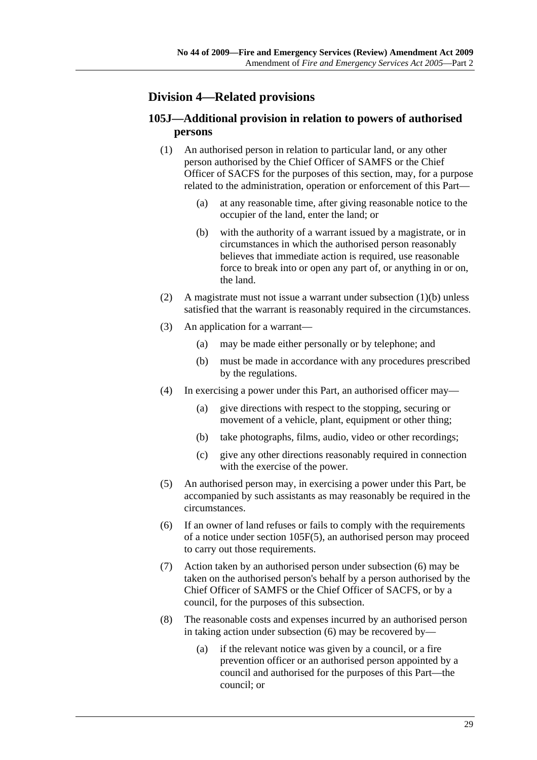## Division 4—Related provisions

### 105J—Additional provision in relation to powers of authorised persons

(1) An authorised person in relation to particular land, or any other person authorised by the Chief Officer of SAMFS or the Chief Officer of SACFS for the purposes of this section, may, for a purpose related to the administration, operation or enforcement of this Part—

(a) at any reasonable time, after giving reasonable notice to the occupier of the land, enter the land; or

(b) with the authority of a warrant issued by a magistrate, or in circumstances in which the authorised person reasonably believes that immediate action is required, use reasonable force to break into or open any part of, or anything in or on, the land.

(2) A magistrate must not issue a warrant under subsection (1)(b) unless satisfied that the warrant is reasonably required in the circumstances.

(3) An application for a warrant—

(a) may be made either personally or by telephone; and

(b) must be made in accordance with any procedures prescribed by the regulations.

(4) In exercising a power under this Part, an authorised officer may—

(a) give directions with respect to the stopping, securing or movement of a vehicle, plant, equipment or other thing;

(b) take photographs, films, audio, video or other recordings;

(c) give any other directions reasonably required in connection with the exercise of the power.

(5) An authorised person may, in exercising a power under this Part, be accompanied by such assistants as may reasonably be required in the circumstances.

(6) If an owner of land refuses or fails to comply with the requirements of a notice under section 105F(5), an authorised person may proceed to carry out those requirements.

(7) Action taken by an authorised person under subsection (6) may be taken on the authorised person's behalf by a person authorised by the Chief Officer of SAMFS or the Chief Officer of SACFS, or by a council, for the purposes of this subsection.

(8) The reasonable costs and expenses incurred by an authorised person in taking action under subsection (6) may be recovered by—

(a) if the relevant notice was given by a council, or a fire prevention officer or an authorised person appointed by a council and authorised for the purposes of this Part—the council; or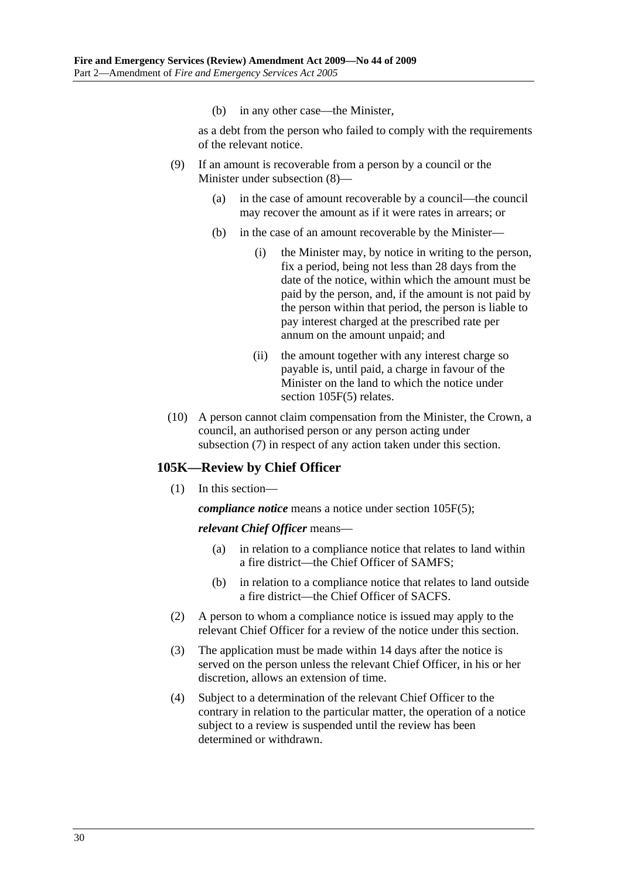(b) in any other case—the Minister,

as a debt from the person who failed to comply with the requirements of the relevant notice.

(9) If an amount is recoverable from a person by a council or the Minister under subsection (8)—

(a) in the case of amount recoverable by a council—the council may recover the amount as if it were rates in arrears; or

(b) in the case of an amount recoverable by the Minister—

(i) the Minister may, by notice in writing to the person, fix a period, being not less than 28 days from the date of the notice, within which the amount must be paid by the person, and, if the amount is not paid by the person within that period, the person is liable to pay interest charged at the prescribed rate per annum on the amount unpaid; and

(ii) the amount together with any interest charge so payable is, until paid, a charge in favour of the Minister on the land to which the notice under section 105F(5) relates.

(10) A person cannot claim compensation from the Minister, the Crown, a council, an authorised person or any person acting under subsection (7) in respect of any action taken under this section.

### 105K—Review by Chief Officer

(1) In this section—

***compliance notice*** means a notice under section 105F(5);

***relevant Chief Officer*** means—

(a) in relation to a compliance notice that relates to land within a fire district—the Chief Officer of SAMFS;

(b) in relation to a compliance notice that relates to land outside a fire district—the Chief Officer of SACFS.

(2) A person to whom a compliance notice is issued may apply to the relevant Chief Officer for a review of the notice under this section.

(3) The application must be made within 14 days after the notice is served on the person unless the relevant Chief Officer, in his or her discretion, allows an extension of time.

(4) Subject to a determination of the relevant Chief Officer to the contrary in relation to the particular matter, the operation of a notice subject to a review is suspended until the review has been determined or withdrawn.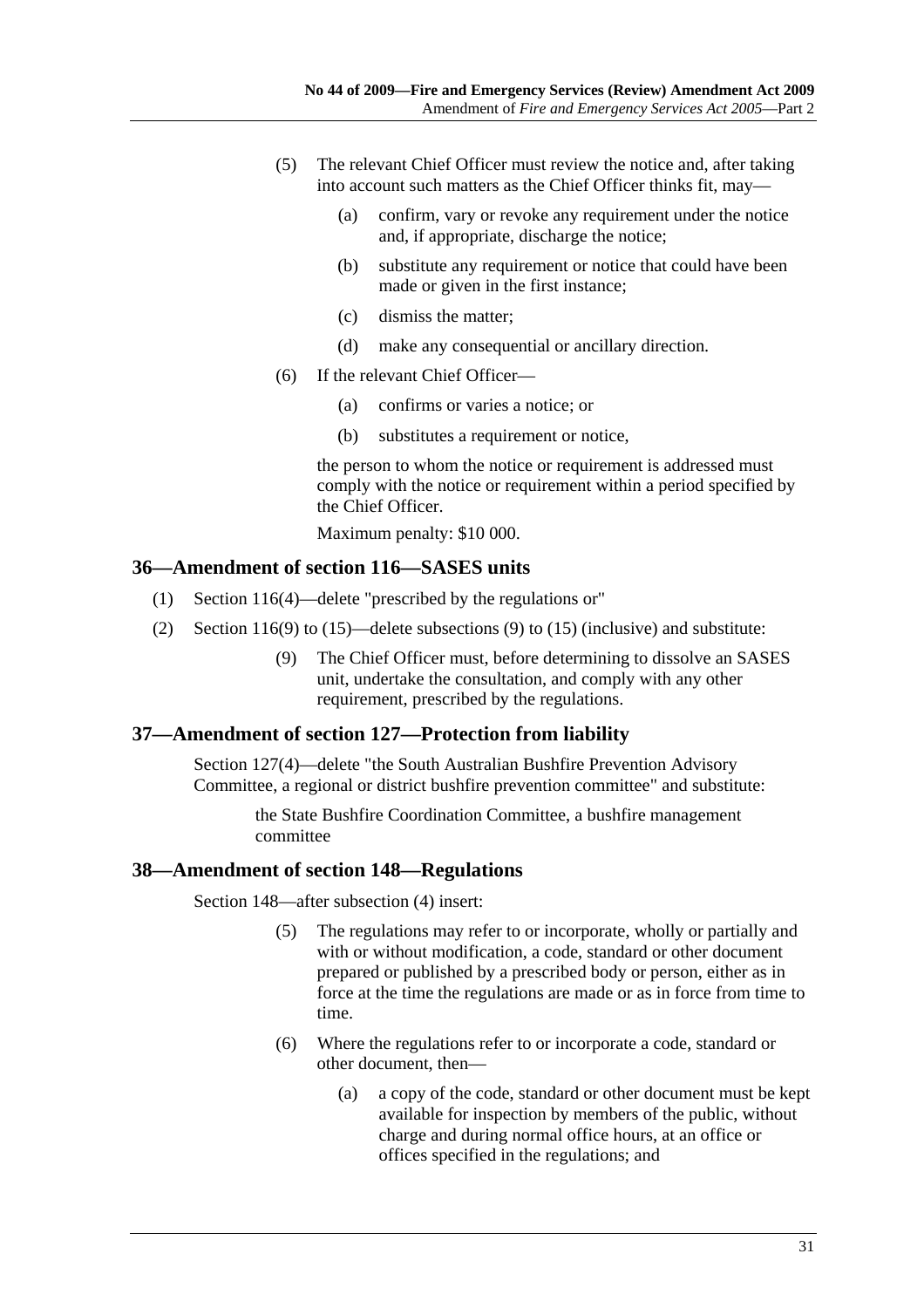(5) The relevant Chief Officer must review the notice and, after taking into account such matters as the Chief Officer thinks fit, may—

(a) confirm, vary or revoke any requirement under the notice and, if appropriate, discharge the notice;

(b) substitute any requirement or notice that could have been made or given in the first instance;

(c) dismiss the matter;

(d) make any consequential or ancillary direction.

(6) If the relevant Chief Officer—

(a) confirms or varies a notice; or

(b) substitutes a requirement or notice,

the person to whom the notice or requirement is addressed must comply with the notice or requirement within a period specified by the Chief Officer.

Maximum penalty: $10 000.

## 36—Amendment of section 116—SASES units

(1) Section 116(4)—delete "prescribed by the regulations or"

(2) Section 116(9) to (15)—delete subsections (9) to (15) (inclusive) and substitute:

(9) The Chief Officer must, before determining to dissolve an SASES unit, undertake the consultation, and comply with any other requirement, prescribed by the regulations.

## 37—Amendment of section 127—Protection from liability

Section 127(4)—delete "the South Australian Bushfire Prevention Advisory Committee, a regional or district bushfire prevention committee" and substitute:

the State Bushfire Coordination Committee, a bushfire management committee

## 38—Amendment of section 148—Regulations

Section 148—after subsection (4) insert:

(5) The regulations may refer to or incorporate, wholly or partially and with or without modification, a code, standard or other document prepared or published by a prescribed body or person, either as in force at the time the regulations are made or as in force from time to time.

(6) Where the regulations refer to or incorporate a code, standard or other document, then—

(a) a copy of the code, standard or other document must be kept available for inspection by members of the public, without charge and during normal office hours, at an office or offices specified in the regulations; and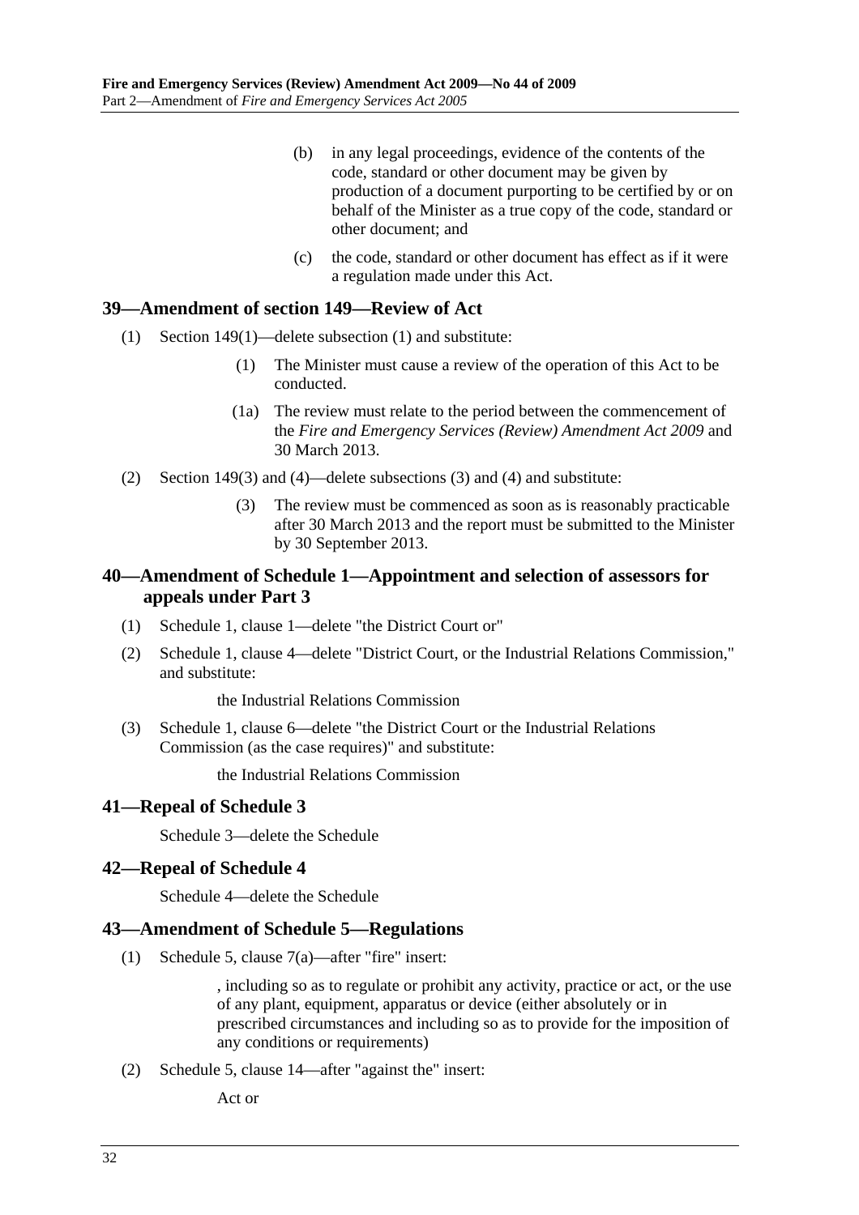(b) in any legal proceedings, evidence of the contents of the code, standard or other document may be given by production of a document purporting to be certified by or on behalf of the Minister as a true copy of the code, standard or other document; and

(c) the code, standard or other document has effect as if it were a regulation made under this Act.

## 39—Amendment of section 149—Review of Act

(1) Section 149(1)—delete subsection (1) and substitute:

> (1) The Minister must cause a review of the operation of this Act to be conducted.
>
> (1a) The review must relate to the period between the commencement of the *Fire and Emergency Services (Review) Amendment Act 2009* and 30 March 2013.

(2) Section 149(3) and (4)—delete subsections (3) and (4) and substitute:

> (3) The review must be commenced as soon as is reasonably practicable after 30 March 2013 and the report must be submitted to the Minister by 30 September 2013.

## 40—Amendment of Schedule 1—Appointment and selection of assessors for appeals under Part 3

(1) Schedule 1, clause 1—delete "the District Court or"

(2) Schedule 1, clause 4—delete "District Court, or the Industrial Relations Commission," and substitute:

> the Industrial Relations Commission

(3) Schedule 1, clause 6—delete "the District Court or the Industrial Relations Commission (as the case requires)" and substitute:

> the Industrial Relations Commission

## 41—Repeal of Schedule 3

Schedule 3—delete the Schedule

## 42—Repeal of Schedule 4

Schedule 4—delete the Schedule

## 43—Amendment of Schedule 5—Regulations

(1) Schedule 5, clause 7(a)—after "fire" insert:

> , including so as to regulate or prohibit any activity, practice or act, or the use of any plant, equipment, apparatus or device (either absolutely or in prescribed circumstances and including so as to provide for the imposition of any conditions or requirements)

(2) Schedule 5, clause 14—after "against the" insert:

> Act or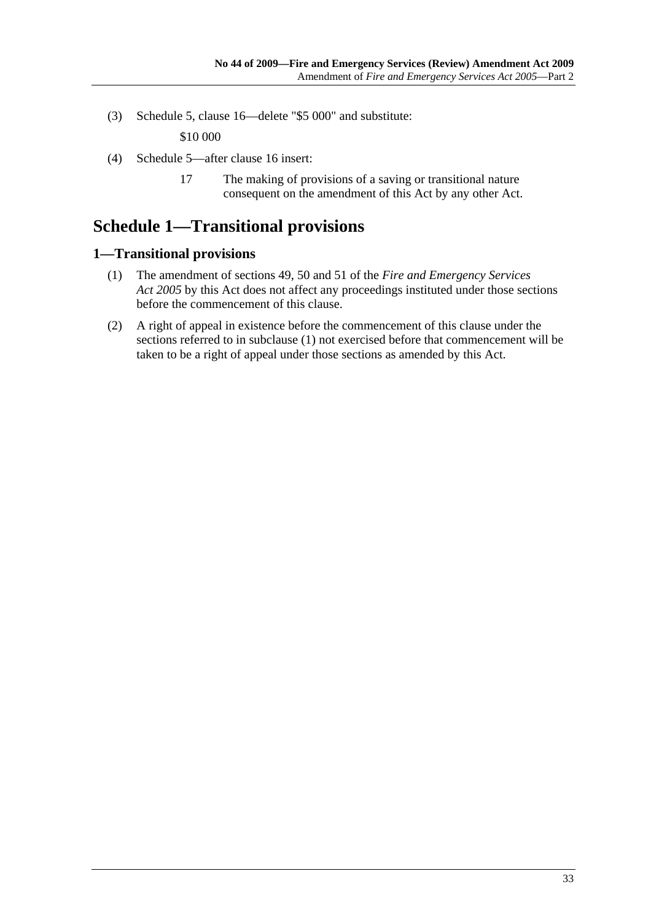(3) Schedule 5, clause 16—delete "$5 000" and substitute:

$10 000

(4) Schedule 5—after clause 16 insert:

17 The making of provisions of a saving or transitional nature consequent on the amendment of this Act by any other Act.

# Schedule 1—Transitional provisions

## 1—Transitional provisions

(1) The amendment of sections 49, 50 and 51 of the *Fire and Emergency Services Act 2005* by this Act does not affect any proceedings instituted under those sections before the commencement of this clause.

(2) A right of appeal in existence before the commencement of this clause under the sections referred to in subclause (1) not exercised before that commencement will be taken to be a right of appeal under those sections as amended by this Act.